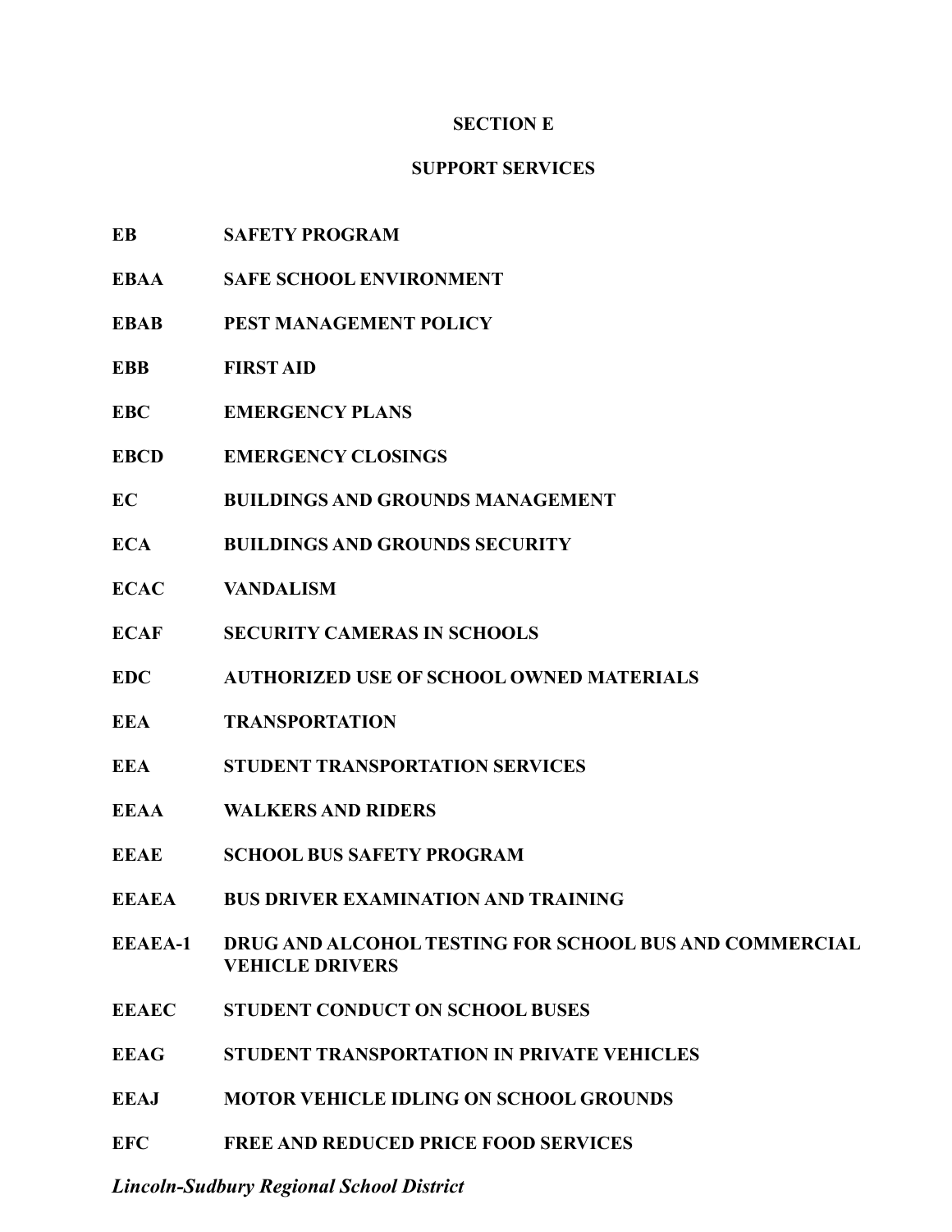# SECTION E

## SUPPORT SERVICES

| | |
|---|---|
| **EB** | **SAFETY PROGRAM** |
| **EBAA** | **SAFE SCHOOL ENVIRONMENT** |
| **EBAB** | **PEST MANAGEMENT POLICY** |
| **EBB** | **FIRST AID** |
| **EBC** | **EMERGENCY PLANS** |
| **EBCD** | **EMERGENCY CLOSINGS** |
| **EC** | **BUILDINGS AND GROUNDS MANAGEMENT** |
| **ECA** | **BUILDINGS AND GROUNDS SECURITY** |
| **ECAC** | **VANDALISM** |
| **ECAF** | **SECURITY CAMERAS IN SCHOOLS** |
| **EDC** | **AUTHORIZED USE OF SCHOOL OWNED MATERIALS** |
| **EEA** | **TRANSPORTATION** |
| **EEA** | **STUDENT TRANSPORTATION SERVICES** |
| **EEAA** | **WALKERS AND RIDERS** |
| **EEAE** | **SCHOOL BUS SAFETY PROGRAM** |
| **EEAEA** | **BUS DRIVER EXAMINATION AND TRAINING** |
| **EEAEA-1** | **DRUG AND ALCOHOL TESTING FOR SCHOOL BUS AND COMMERCIAL VEHICLE DRIVERS** |
| **EEAEC** | **STUDENT CONDUCT ON SCHOOL BUSES** |
| **EEAG** | **STUDENT TRANSPORTATION IN PRIVATE VEHICLES** |
| **EEAJ** | **MOTOR VEHICLE IDLING ON SCHOOL GROUNDS** |
| **EFC** | **FREE AND REDUCED PRICE FOOD SERVICES** |

***Lincoln-Sudbury Regional School District***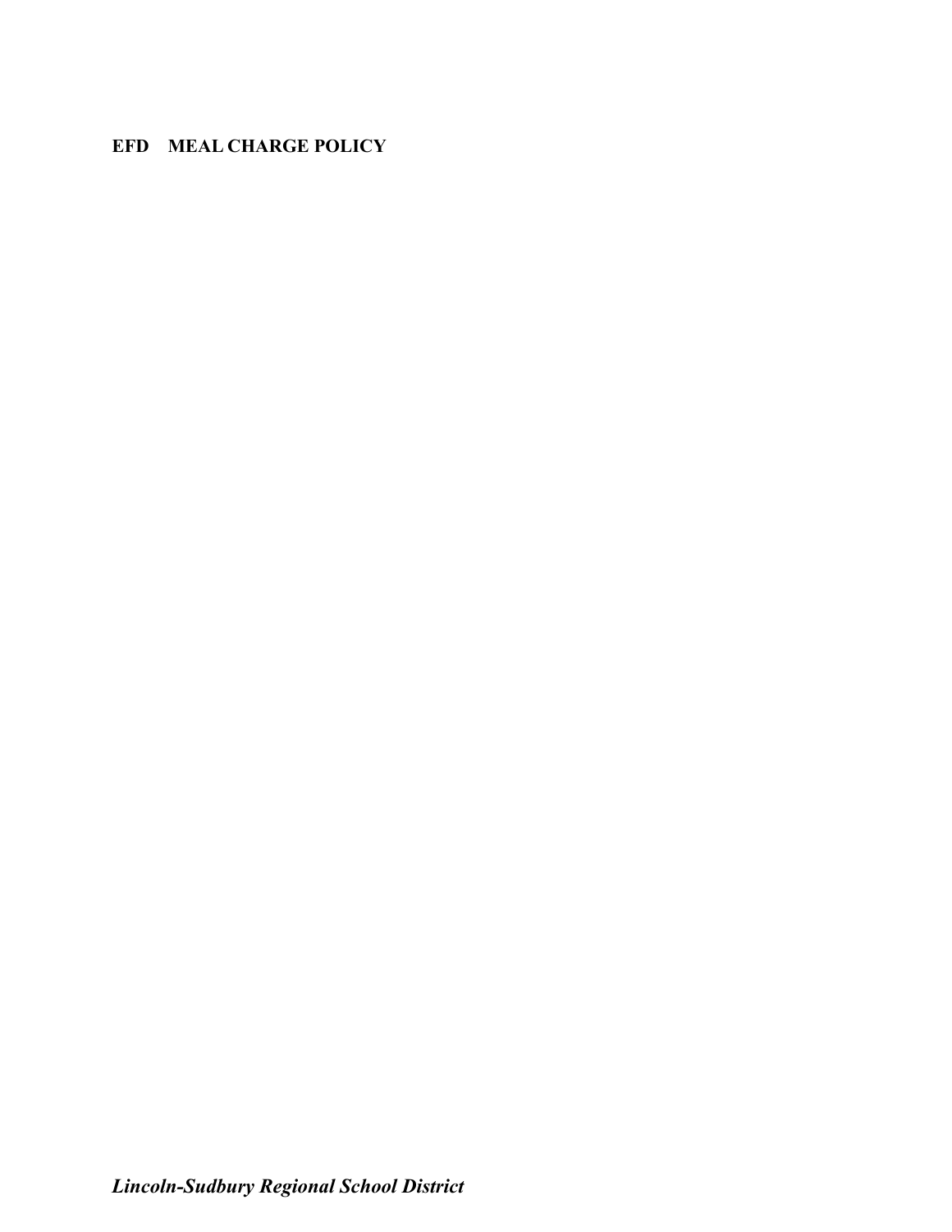## EFD MEAL CHARGE POLICY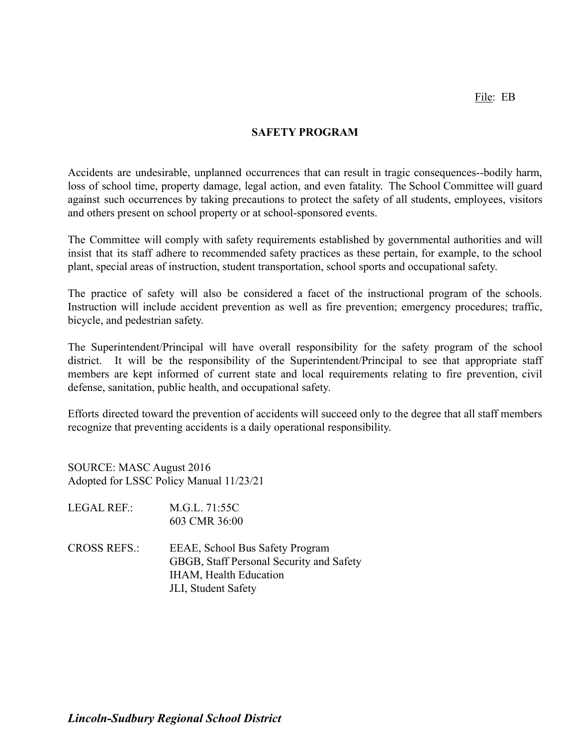File: EB

# SAFETY PROGRAM

Accidents are undesirable, unplanned occurrences that can result in tragic consequences--bodily harm, loss of school time, property damage, legal action, and even fatality. The School Committee will guard against such occurrences by taking precautions to protect the safety of all students, employees, visitors and others present on school property or at school-sponsored events.

The Committee will comply with safety requirements established by governmental authorities and will insist that its staff adhere to recommended safety practices as these pertain, for example, to the school plant, special areas of instruction, student transportation, school sports and occupational safety.

The practice of safety will also be considered a facet of the instructional program of the schools. Instruction will include accident prevention as well as fire prevention; emergency procedures; traffic, bicycle, and pedestrian safety.

The Superintendent/Principal will have overall responsibility for the safety program of the school district. It will be the responsibility of the Superintendent/Principal to see that appropriate staff members are kept informed of current state and local requirements relating to fire prevention, civil defense, sanitation, public health, and occupational safety.

Efforts directed toward the prevention of accidents will succeed only to the degree that all staff members recognize that preventing accidents is a daily operational responsibility.

SOURCE: MASC August 2016
Adopted for LSSC Policy Manual 11/23/21

LEGAL REF.: M.G.L. 71:55C
603 CMR 36:00

CROSS REFS.: EEAE, School Bus Safety Program
GBGB, Staff Personal Security and Safety
IHAM, Health Education
JLI, Student Safety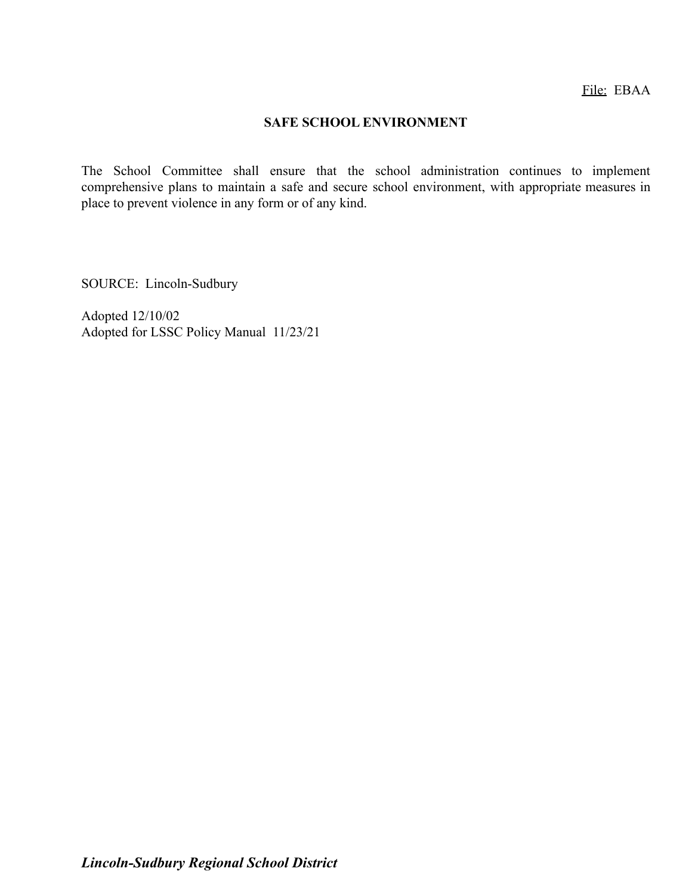File: EBAA

# SAFE SCHOOL ENVIRONMENT

The School Committee shall ensure that the school administration continues to implement comprehensive plans to maintain a safe and secure school environment, with appropriate measures in place to prevent violence in any form or of any kind.

SOURCE: Lincoln-Sudbury

Adopted 12/10/02
Adopted for LSSC Policy Manual 11/23/21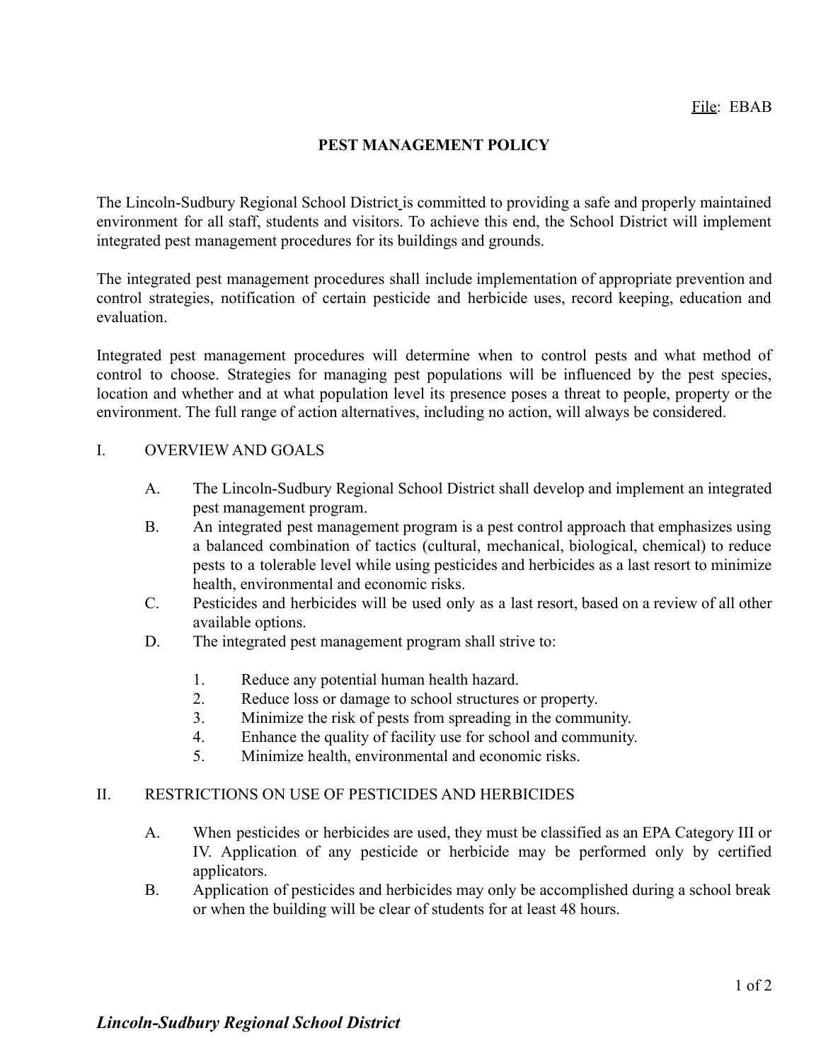File: EBAB

# PEST MANAGEMENT POLICY

The Lincoln-Sudbury Regional School District is committed to providing a safe and properly maintained environment for all staff, students and visitors. To achieve this end, the School District will implement integrated pest management procedures for its buildings and grounds.

The integrated pest management procedures shall include implementation of appropriate prevention and control strategies, notification of certain pesticide and herbicide uses, record keeping, education and evaluation.

Integrated pest management procedures will determine when to control pests and what method of control to choose. Strategies for managing pest populations will be influenced by the pest species, location and whether and at what population level its presence poses a threat to people, property or the environment. The full range of action alternatives, including no action, will always be considered.

## I. OVERVIEW AND GOALS

A. The Lincoln-Sudbury Regional School District shall develop and implement an integrated pest management program.

B. An integrated pest management program is a pest control approach that emphasizes using a balanced combination of tactics (cultural, mechanical, biological, chemical) to reduce pests to a tolerable level while using pesticides and herbicides as a last resort to minimize health, environmental and economic risks.

C. Pesticides and herbicides will be used only as a last resort, based on a review of all other available options.

D. The integrated pest management program shall strive to:

1. Reduce any potential human health hazard.
2. Reduce loss or damage to school structures or property.
3. Minimize the risk of pests from spreading in the community.
4. Enhance the quality of facility use for school and community.
5. Minimize health, environmental and economic risks.

## II. RESTRICTIONS ON USE OF PESTICIDES AND HERBICIDES

A. When pesticides or herbicides are used, they must be classified as an EPA Category III or IV. Application of any pesticide or herbicide may be performed only by certified applicators.

B. Application of pesticides and herbicides may only be accomplished during a school break or when the building will be clear of students for at least 48 hours.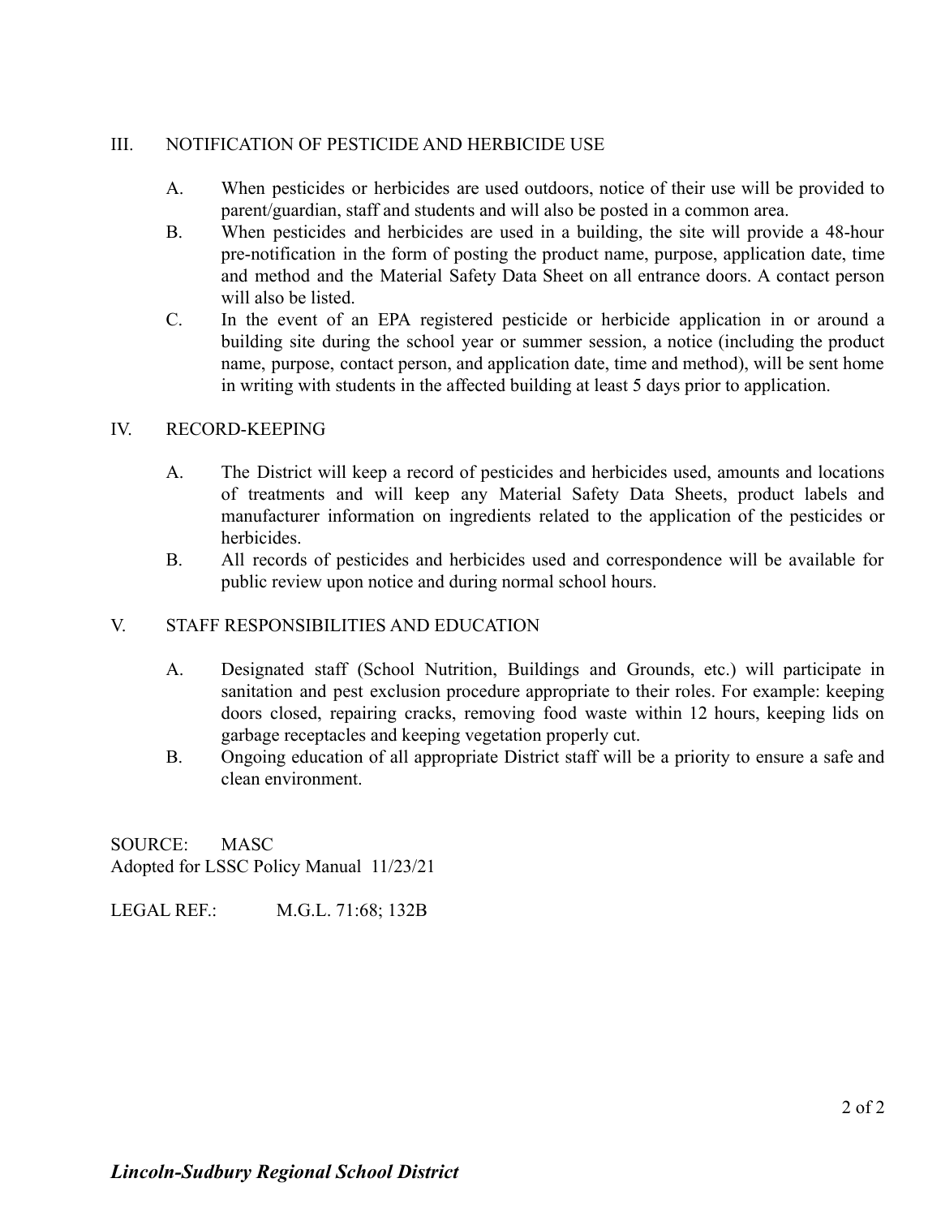## III. NOTIFICATION OF PESTICIDE AND HERBICIDE USE

A. When pesticides or herbicides are used outdoors, notice of their use will be provided to parent/guardian, staff and students and will also be posted in a common area.

B. When pesticides and herbicides are used in a building, the site will provide a 48-hour pre-notification in the form of posting the product name, purpose, application date, time and method and the Material Safety Data Sheet on all entrance doors. A contact person will also be listed.

C. In the event of an EPA registered pesticide or herbicide application in or around a building site during the school year or summer session, a notice (including the product name, purpose, contact person, and application date, time and method), will be sent home in writing with students in the affected building at least 5 days prior to application.

## IV. RECORD-KEEPING

A. The District will keep a record of pesticides and herbicides used, amounts and locations of treatments and will keep any Material Safety Data Sheets, product labels and manufacturer information on ingredients related to the application of the pesticides or herbicides.

B. All records of pesticides and herbicides used and correspondence will be available for public review upon notice and during normal school hours.

## V. STAFF RESPONSIBILITIES AND EDUCATION

A. Designated staff (School Nutrition, Buildings and Grounds, etc.) will participate in sanitation and pest exclusion procedure appropriate to their roles. For example: keeping doors closed, repairing cracks, removing food waste within 12 hours, keeping lids on garbage receptacles and keeping vegetation properly cut.

B. Ongoing education of all appropriate District staff will be a priority to ensure a safe and clean environment.

SOURCE: MASC
Adopted for LSSC Policy Manual 11/23/21

LEGAL REF.: M.G.L. 71:68; 132B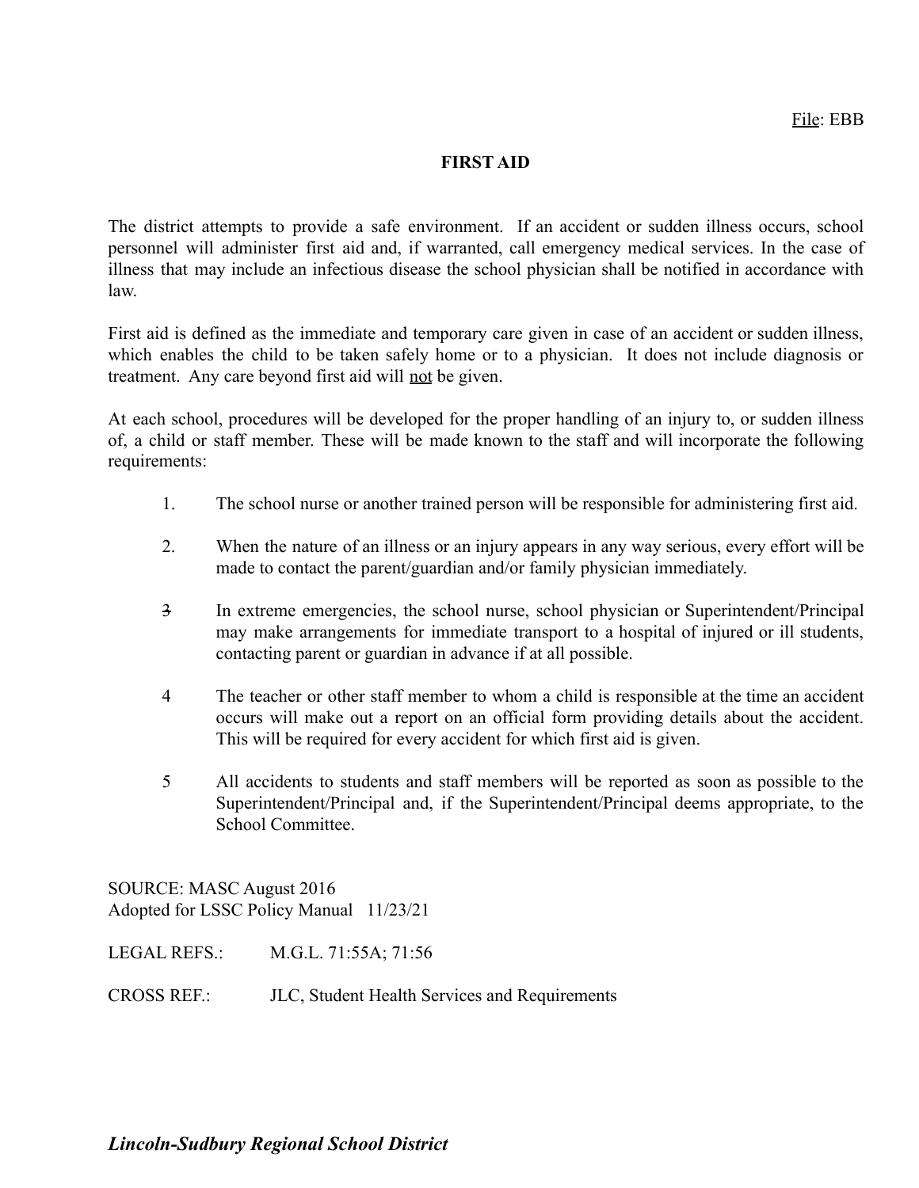File: EBB

# FIRST AID

The district attempts to provide a safe environment. If an accident or sudden illness occurs, school personnel will administer first aid and, if warranted, call emergency medical services. In the case of illness that may include an infectious disease the school physician shall be notified in accordance with law.

First aid is defined as the immediate and temporary care given in case of an accident or sudden illness, which enables the child to be taken safely home or to a physician. It does not include diagnosis or treatment. Any care beyond first aid will <u>not</u> be given.

At each school, procedures will be developed for the proper handling of an injury to, or sudden illness of, a child or staff member. These will be made known to the staff and will incorporate the following requirements:

1. The school nurse or another trained person will be responsible for administering first aid.

2. When the nature of an illness or an injury appears in any way serious, every effort will be made to contact the parent/guardian and/or family physician immediately.

3. In extreme emergencies, the school nurse, school physician or Superintendent/Principal may make arrangements for immediate transport to a hospital of injured or ill students, contacting parent or guardian in advance if at all possible.

4. The teacher or other staff member to whom a child is responsible at the time an accident occurs will make out a report on an official form providing details about the accident. This will be required for every accident for which first aid is given.

5. All accidents to students and staff members will be reported as soon as possible to the Superintendent/Principal and, if the Superintendent/Principal deems appropriate, to the School Committee.

SOURCE: MASC August 2016
Adopted for LSSC Policy Manual 11/23/21

LEGAL REFS.: M.G.L. 71:55A; 71:56

CROSS REF.: JLC, Student Health Services and Requirements

***Lincoln-Sudbury Regional School District***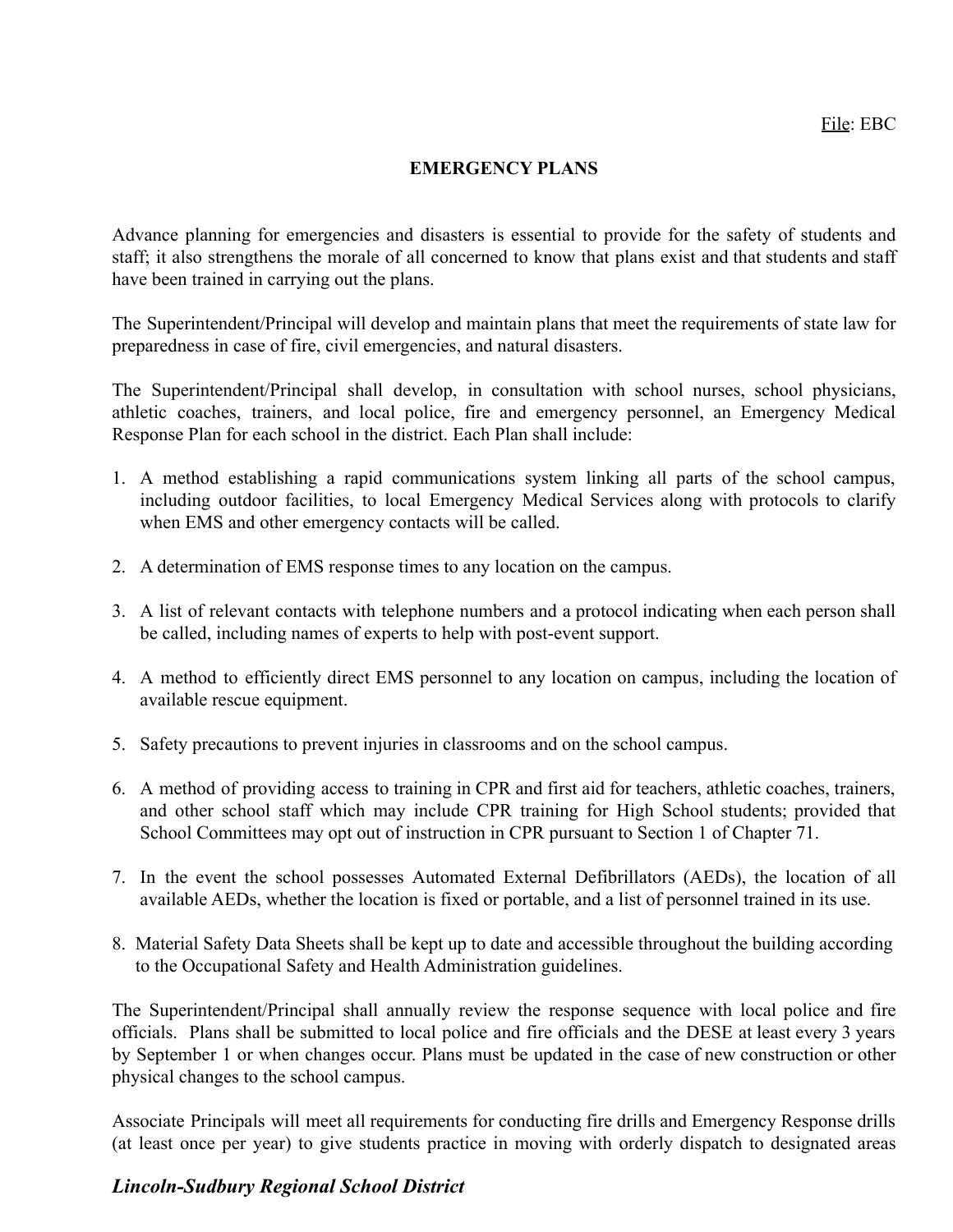File: EBC

# EMERGENCY PLANS

Advance planning for emergencies and disasters is essential to provide for the safety of students and staff; it also strengthens the morale of all concerned to know that plans exist and that students and staff have been trained in carrying out the plans.

The Superintendent/Principal will develop and maintain plans that meet the requirements of state law for preparedness in case of fire, civil emergencies, and natural disasters.

The Superintendent/Principal shall develop, in consultation with school nurses, school physicians, athletic coaches, trainers, and local police, fire and emergency personnel, an Emergency Medical Response Plan for each school in the district. Each Plan shall include:

1. A method establishing a rapid communications system linking all parts of the school campus, including outdoor facilities, to local Emergency Medical Services along with protocols to clarify when EMS and other emergency contacts will be called.
2. A determination of EMS response times to any location on the campus.
3. A list of relevant contacts with telephone numbers and a protocol indicating when each person shall be called, including names of experts to help with post-event support.
4. A method to efficiently direct EMS personnel to any location on campus, including the location of available rescue equipment.
5. Safety precautions to prevent injuries in classrooms and on the school campus.
6. A method of providing access to training in CPR and first aid for teachers, athletic coaches, trainers, and other school staff which may include CPR training for High School students; provided that School Committees may opt out of instruction in CPR pursuant to Section 1 of Chapter 71.
7. In the event the school possesses Automated External Defibrillators (AEDs), the location of all available AEDs, whether the location is fixed or portable, and a list of personnel trained in its use.
8. Material Safety Data Sheets shall be kept up to date and accessible throughout the building according to the Occupational Safety and Health Administration guidelines.

The Superintendent/Principal shall annually review the response sequence with local police and fire officials. Plans shall be submitted to local police and fire officials and the DESE at least every 3 years by September 1 or when changes occur. Plans must be updated in the case of new construction or other physical changes to the school campus.

Associate Principals will meet all requirements for conducting fire drills and Emergency Response drills (at least once per year) to give students practice in moving with orderly dispatch to designated areas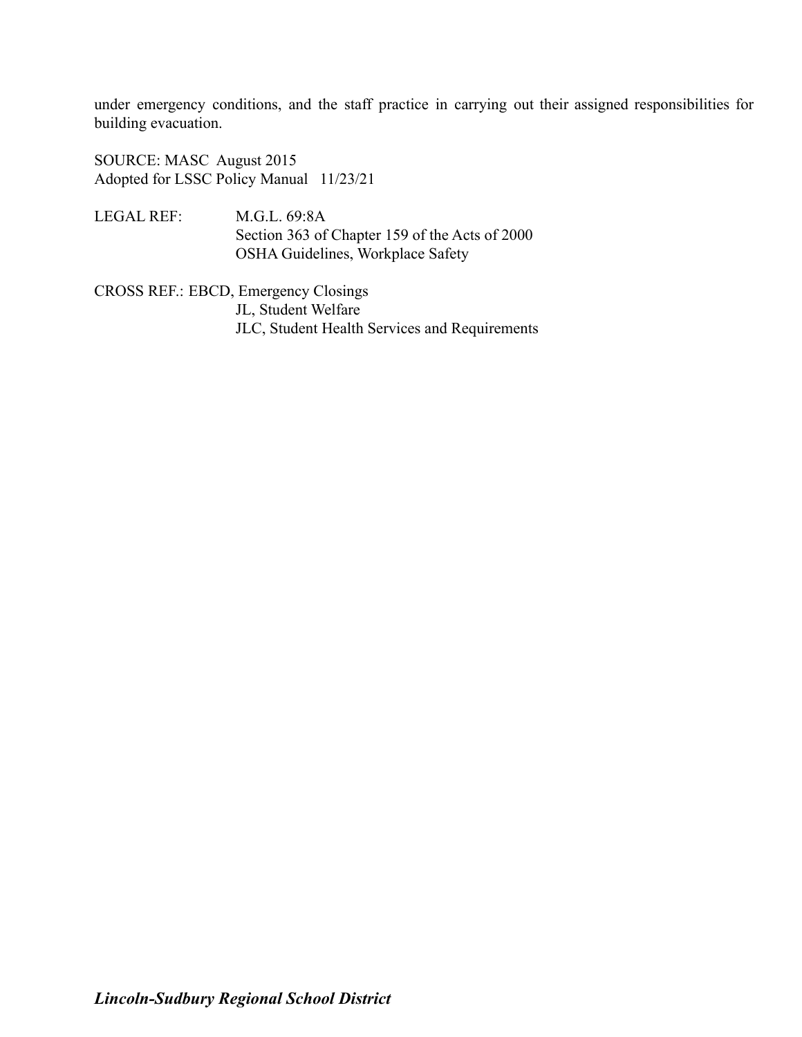under emergency conditions, and the staff practice in carrying out their assigned responsibilities for building evacuation.

SOURCE: MASC August 2015
Adopted for LSSC Policy Manual 11/23/21

LEGAL REF: M.G.L. 69:8A
Section 363 of Chapter 159 of the Acts of 2000
OSHA Guidelines, Workplace Safety

CROSS REF.: EBCD, Emergency Closings
JL, Student Welfare
JLC, Student Health Services and Requirements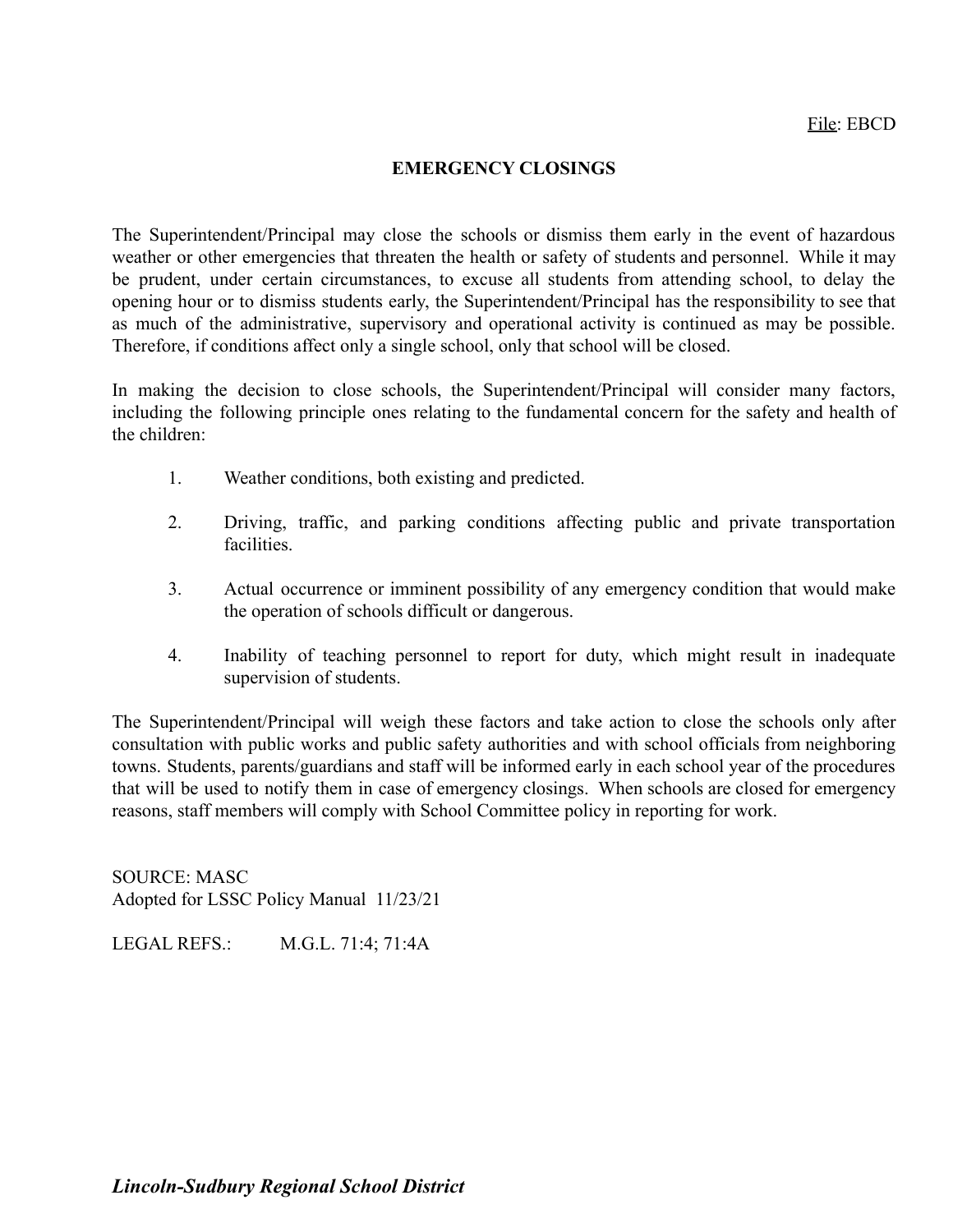File: EBCD

# EMERGENCY CLOSINGS

The Superintendent/Principal may close the schools or dismiss them early in the event of hazardous weather or other emergencies that threaten the health or safety of students and personnel. While it may be prudent, under certain circumstances, to excuse all students from attending school, to delay the opening hour or to dismiss students early, the Superintendent/Principal has the responsibility to see that as much of the administrative, supervisory and operational activity is continued as may be possible. Therefore, if conditions affect only a single school, only that school will be closed.

In making the decision to close schools, the Superintendent/Principal will consider many factors, including the following principle ones relating to the fundamental concern for the safety and health of the children:

1. Weather conditions, both existing and predicted.

2. Driving, traffic, and parking conditions affecting public and private transportation facilities.

3. Actual occurrence or imminent possibility of any emergency condition that would make the operation of schools difficult or dangerous.

4. Inability of teaching personnel to report for duty, which might result in inadequate supervision of students.

The Superintendent/Principal will weigh these factors and take action to close the schools only after consultation with public works and public safety authorities and with school officials from neighboring towns. Students, parents/guardians and staff will be informed early in each school year of the procedures that will be used to notify them in case of emergency closings. When schools are closed for emergency reasons, staff members will comply with School Committee policy in reporting for work.

SOURCE: MASC
Adopted for LSSC Policy Manual 11/23/21

LEGAL REFS.: M.G.L. 71:4; 71:4A

***Lincoln-Sudbury Regional School District***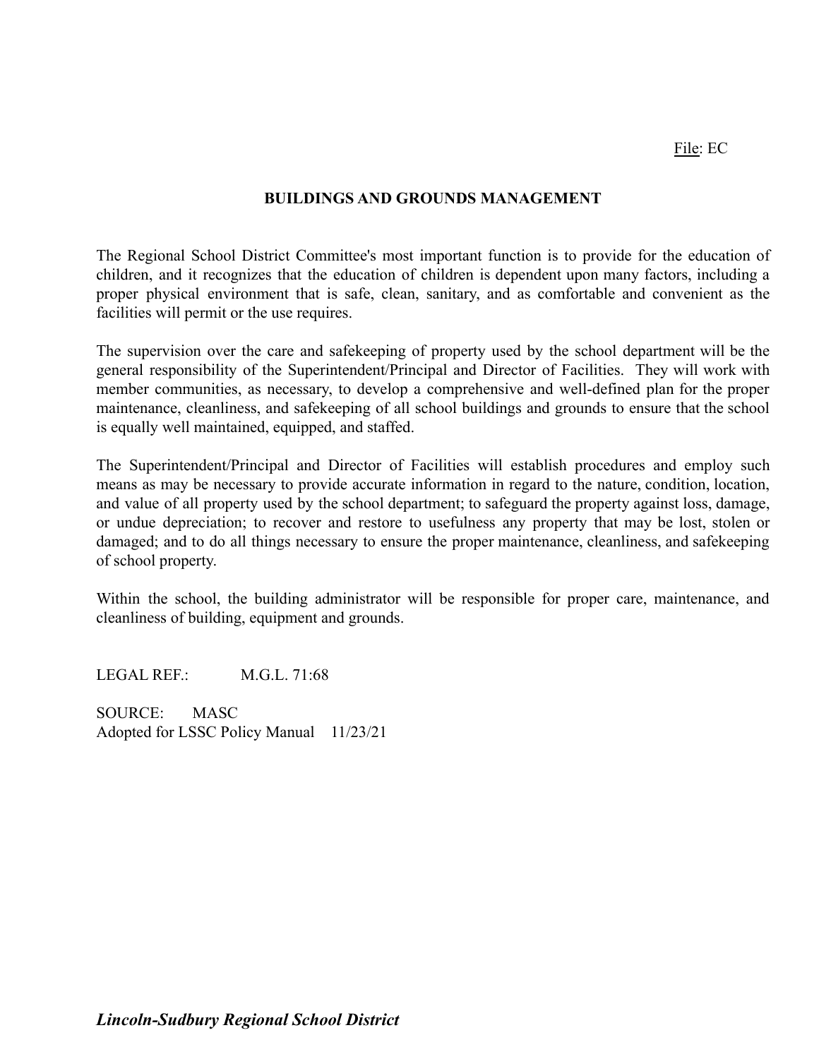File: EC

# BUILDINGS AND GROUNDS MANAGEMENT

The Regional School District Committee's most important function is to provide for the education of children, and it recognizes that the education of children is dependent upon many factors, including a proper physical environment that is safe, clean, sanitary, and as comfortable and convenient as the facilities will permit or the use requires.

The supervision over the care and safekeeping of property used by the school department will be the general responsibility of the Superintendent/Principal and Director of Facilities. They will work with member communities, as necessary, to develop a comprehensive and well-defined plan for the proper maintenance, cleanliness, and safekeeping of all school buildings and grounds to ensure that the school is equally well maintained, equipped, and staffed.

The Superintendent/Principal and Director of Facilities will establish procedures and employ such means as may be necessary to provide accurate information in regard to the nature, condition, location, and value of all property used by the school department; to safeguard the property against loss, damage, or undue depreciation; to recover and restore to usefulness any property that may be lost, stolen or damaged; and to do all things necessary to ensure the proper maintenance, cleanliness, and safekeeping of school property.

Within the school, the building administrator will be responsible for proper care, maintenance, and cleanliness of building, equipment and grounds.

LEGAL REF.: M.G.L. 71:68

SOURCE: MASC
Adopted for LSSC Policy Manual 11/23/21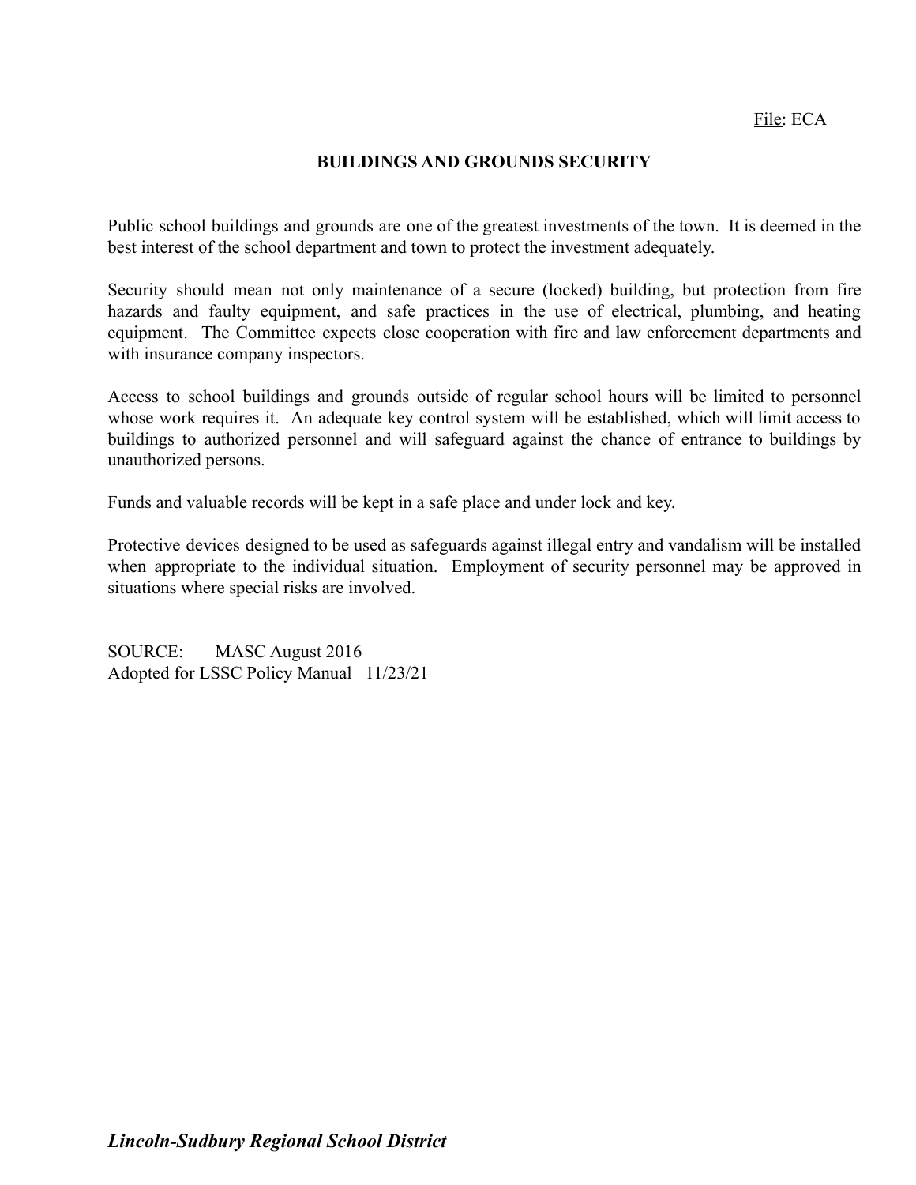File: ECA

# BUILDINGS AND GROUNDS SECURITY

Public school buildings and grounds are one of the greatest investments of the town. It is deemed in the best interest of the school department and town to protect the investment adequately.

Security should mean not only maintenance of a secure (locked) building, but protection from fire hazards and faulty equipment, and safe practices in the use of electrical, plumbing, and heating equipment. The Committee expects close cooperation with fire and law enforcement departments and with insurance company inspectors.

Access to school buildings and grounds outside of regular school hours will be limited to personnel whose work requires it. An adequate key control system will be established, which will limit access to buildings to authorized personnel and will safeguard against the chance of entrance to buildings by unauthorized persons.

Funds and valuable records will be kept in a safe place and under lock and key.

Protective devices designed to be used as safeguards against illegal entry and vandalism will be installed when appropriate to the individual situation. Employment of security personnel may be approved in situations where special risks are involved.

SOURCE: MASC August 2016
Adopted for LSSC Policy Manual 11/23/21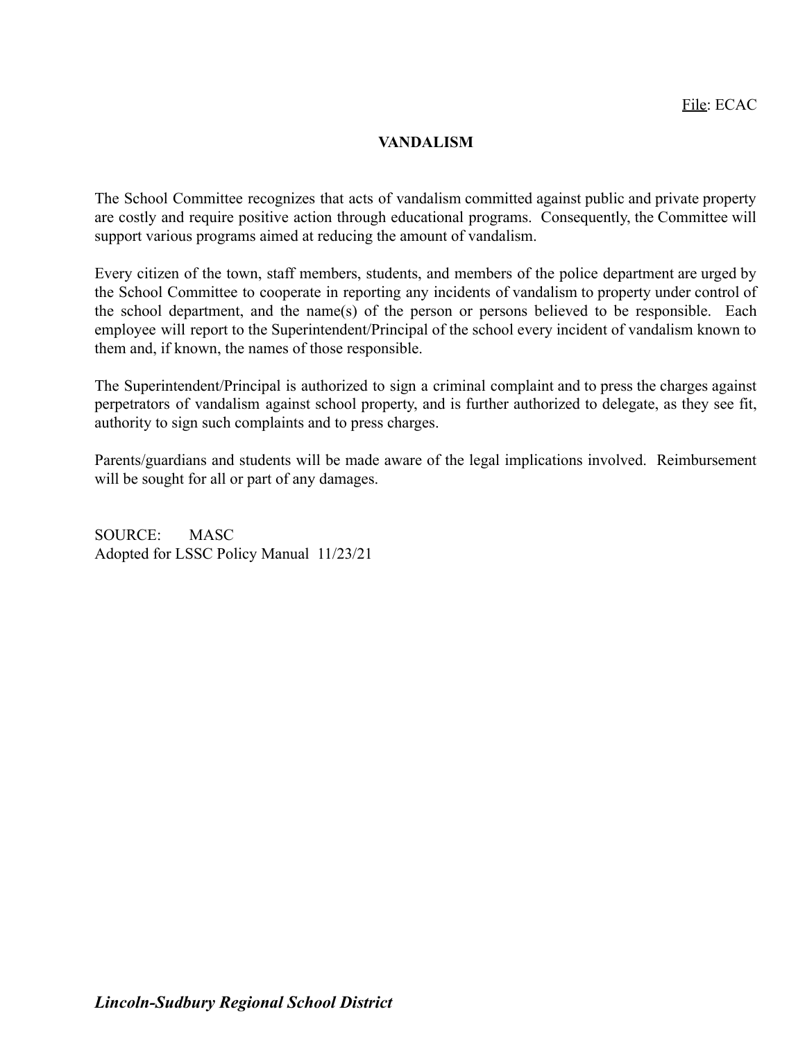File: ECAC

# VANDALISM

The School Committee recognizes that acts of vandalism committed against public and private property are costly and require positive action through educational programs. Consequently, the Committee will support various programs aimed at reducing the amount of vandalism.

Every citizen of the town, staff members, students, and members of the police department are urged by the School Committee to cooperate in reporting any incidents of vandalism to property under control of the school department, and the name(s) of the person or persons believed to be responsible. Each employee will report to the Superintendent/Principal of the school every incident of vandalism known to them and, if known, the names of those responsible.

The Superintendent/Principal is authorized to sign a criminal complaint and to press the charges against perpetrators of vandalism against school property, and is further authorized to delegate, as they see fit, authority to sign such complaints and to press charges.

Parents/guardians and students will be made aware of the legal implications involved. Reimbursement will be sought for all or part of any damages.

SOURCE: MASC
Adopted for LSSC Policy Manual 11/23/21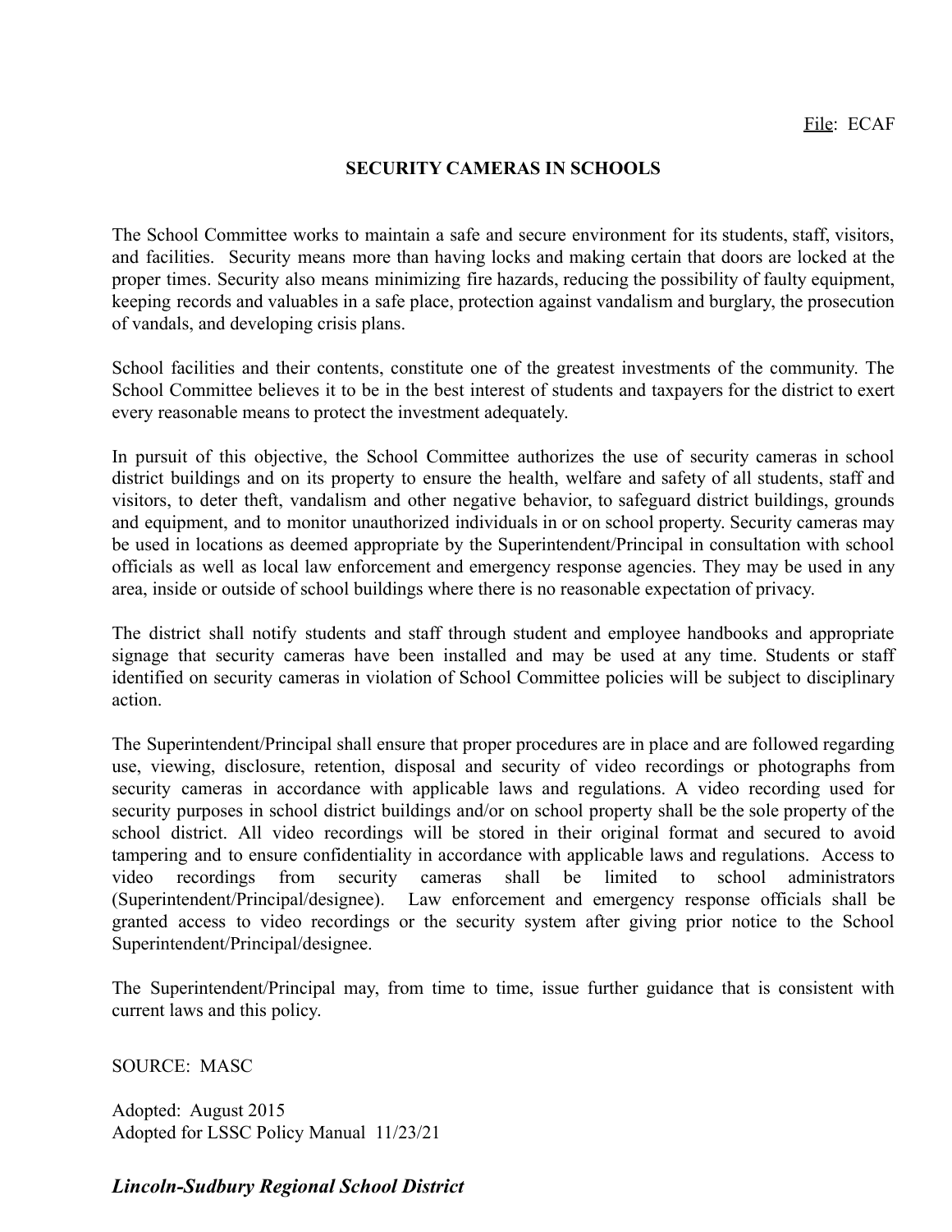File: ECAF

## SECURITY CAMERAS IN SCHOOLS

The School Committee works to maintain a safe and secure environment for its students, staff, visitors, and facilities. Security means more than having locks and making certain that doors are locked at the proper times. Security also means minimizing fire hazards, reducing the possibility of faulty equipment, keeping records and valuables in a safe place, protection against vandalism and burglary, the prosecution of vandals, and developing crisis plans.

School facilities and their contents, constitute one of the greatest investments of the community. The School Committee believes it to be in the best interest of students and taxpayers for the district to exert every reasonable means to protect the investment adequately.

In pursuit of this objective, the School Committee authorizes the use of security cameras in school district buildings and on its property to ensure the health, welfare and safety of all students, staff and visitors, to deter theft, vandalism and other negative behavior, to safeguard district buildings, grounds and equipment, and to monitor unauthorized individuals in or on school property. Security cameras may be used in locations as deemed appropriate by the Superintendent/Principal in consultation with school officials as well as local law enforcement and emergency response agencies. They may be used in any area, inside or outside of school buildings where there is no reasonable expectation of privacy.

The district shall notify students and staff through student and employee handbooks and appropriate signage that security cameras have been installed and may be used at any time. Students or staff identified on security cameras in violation of School Committee policies will be subject to disciplinary action.

The Superintendent/Principal shall ensure that proper procedures are in place and are followed regarding use, viewing, disclosure, retention, disposal and security of video recordings or photographs from security cameras in accordance with applicable laws and regulations. A video recording used for security purposes in school district buildings and/or on school property shall be the sole property of the school district. All video recordings will be stored in their original format and secured to avoid tampering and to ensure confidentiality in accordance with applicable laws and regulations. Access to video recordings from security cameras shall be limited to school administrators (Superintendent/Principal/designee). Law enforcement and emergency response officials shall be granted access to video recordings or the security system after giving prior notice to the School Superintendent/Principal/designee.

The Superintendent/Principal may, from time to time, issue further guidance that is consistent with current laws and this policy.

SOURCE: MASC

Adopted: August 2015
Adopted for LSSC Policy Manual 11/23/21

***Lincoln-Sudbury Regional School District***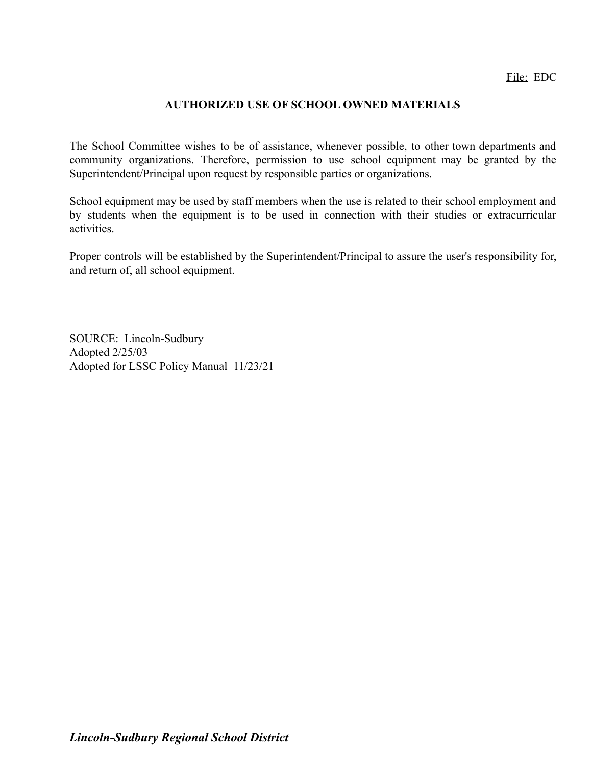File: EDC

# AUTHORIZED USE OF SCHOOL OWNED MATERIALS

The School Committee wishes to be of assistance, whenever possible, to other town departments and community organizations. Therefore, permission to use school equipment may be granted by the Superintendent/Principal upon request by responsible parties or organizations.

School equipment may be used by staff members when the use is related to their school employment and by students when the equipment is to be used in connection with their studies or extracurricular activities.

Proper controls will be established by the Superintendent/Principal to assure the user's responsibility for, and return of, all school equipment.

SOURCE: Lincoln-Sudbury
Adopted 2/25/03
Adopted for LSSC Policy Manual 11/23/21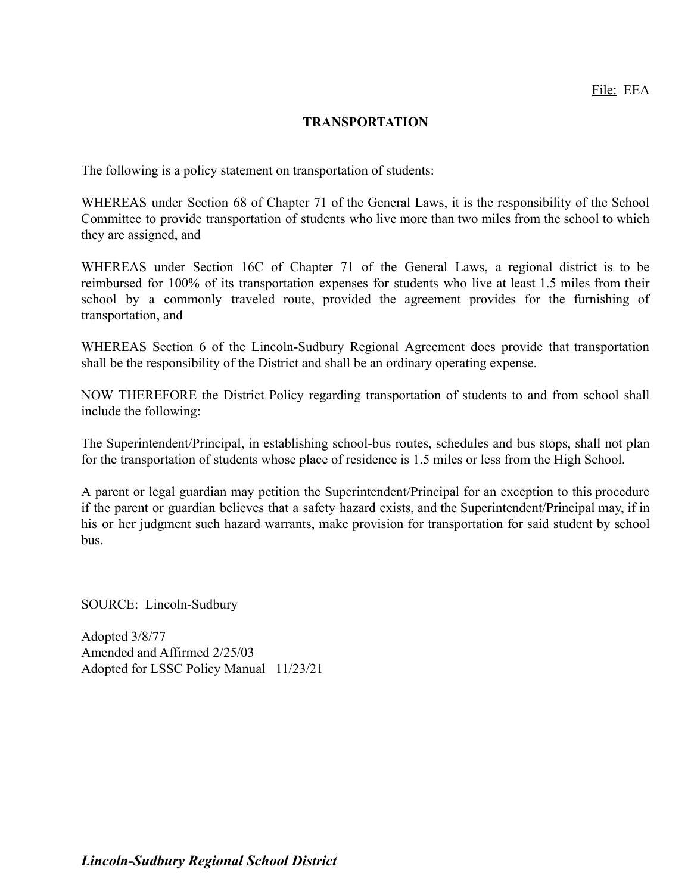File: EEA

# TRANSPORTATION

The following is a policy statement on transportation of students:

WHEREAS under Section 68 of Chapter 71 of the General Laws, it is the responsibility of the School Committee to provide transportation of students who live more than two miles from the school to which they are assigned, and

WHEREAS under Section 16C of Chapter 71 of the General Laws, a regional district is to be reimbursed for 100% of its transportation expenses for students who live at least 1.5 miles from their school by a commonly traveled route, provided the agreement provides for the furnishing of transportation, and

WHEREAS Section 6 of the Lincoln-Sudbury Regional Agreement does provide that transportation shall be the responsibility of the District and shall be an ordinary operating expense.

NOW THEREFORE the District Policy regarding transportation of students to and from school shall include the following:

The Superintendent/Principal, in establishing school-bus routes, schedules and bus stops, shall not plan for the transportation of students whose place of residence is 1.5 miles or less from the High School.

A parent or legal guardian may petition the Superintendent/Principal for an exception to this procedure if the parent or guardian believes that a safety hazard exists, and the Superintendent/Principal may, if in his or her judgment such hazard warrants, make provision for transportation for said student by school bus.

SOURCE: Lincoln-Sudbury

Adopted 3/8/77
Amended and Affirmed 2/25/03
Adopted for LSSC Policy Manual 11/23/21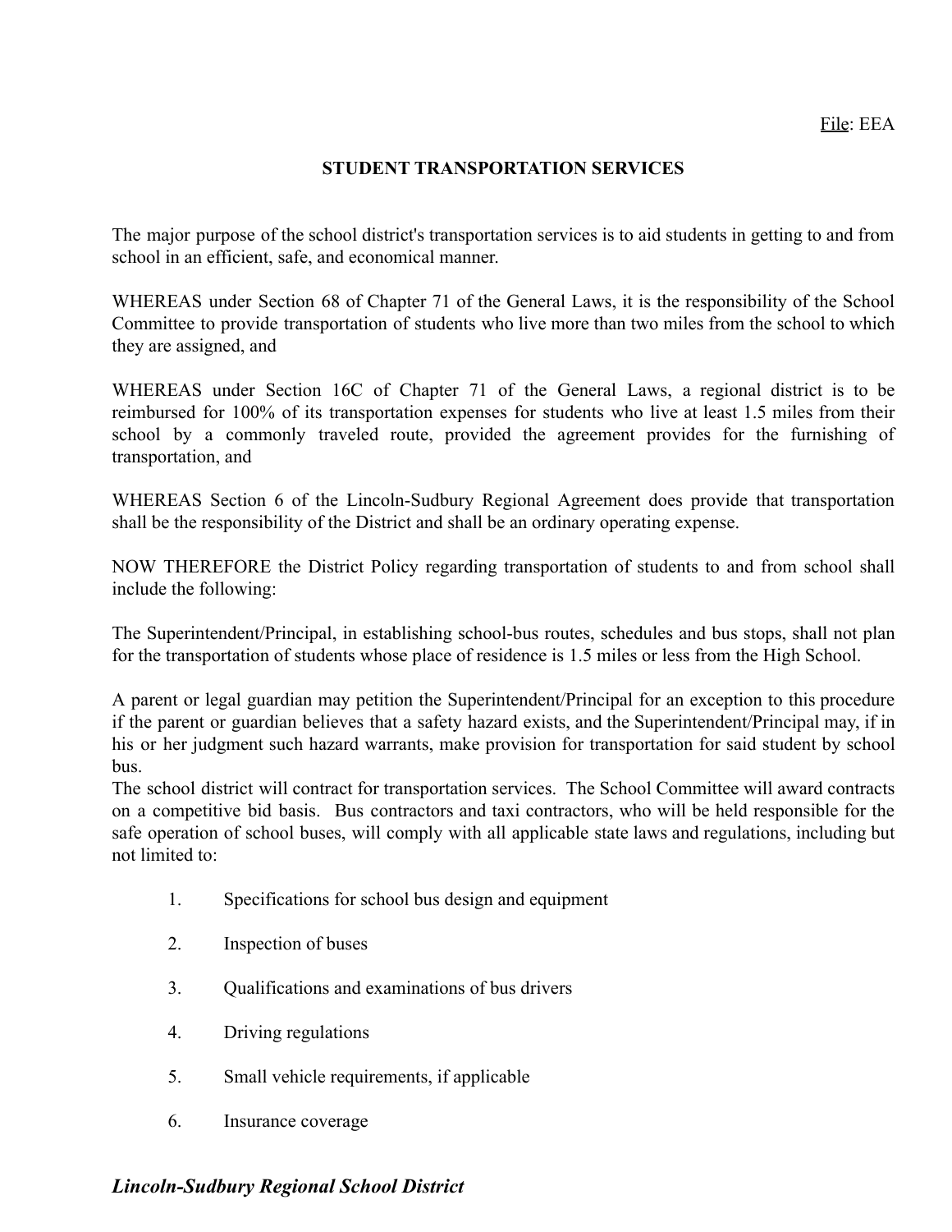File: EEA

## STUDENT TRANSPORTATION SERVICES

The major purpose of the school district's transportation services is to aid students in getting to and from school in an efficient, safe, and economical manner.

WHEREAS under Section 68 of Chapter 71 of the General Laws, it is the responsibility of the School Committee to provide transportation of students who live more than two miles from the school to which they are assigned, and

WHEREAS under Section 16C of Chapter 71 of the General Laws, a regional district is to be reimbursed for 100% of its transportation expenses for students who live at least 1.5 miles from their school by a commonly traveled route, provided the agreement provides for the furnishing of transportation, and

WHEREAS Section 6 of the Lincoln-Sudbury Regional Agreement does provide that transportation shall be the responsibility of the District and shall be an ordinary operating expense.

NOW THEREFORE the District Policy regarding transportation of students to and from school shall include the following:

The Superintendent/Principal, in establishing school-bus routes, schedules and bus stops, shall not plan for the transportation of students whose place of residence is 1.5 miles or less from the High School.

A parent or legal guardian may petition the Superintendent/Principal for an exception to this procedure if the parent or guardian believes that a safety hazard exists, and the Superintendent/Principal may, if in his or her judgment such hazard warrants, make provision for transportation for said student by school bus.

The school district will contract for transportation services. The School Committee will award contracts on a competitive bid basis. Bus contractors and taxi contractors, who will be held responsible for the safe operation of school buses, will comply with all applicable state laws and regulations, including but not limited to:

1. Specifications for school bus design and equipment
2. Inspection of buses
3. Qualifications and examinations of bus drivers
4. Driving regulations
5. Small vehicle requirements, if applicable
6. Insurance coverage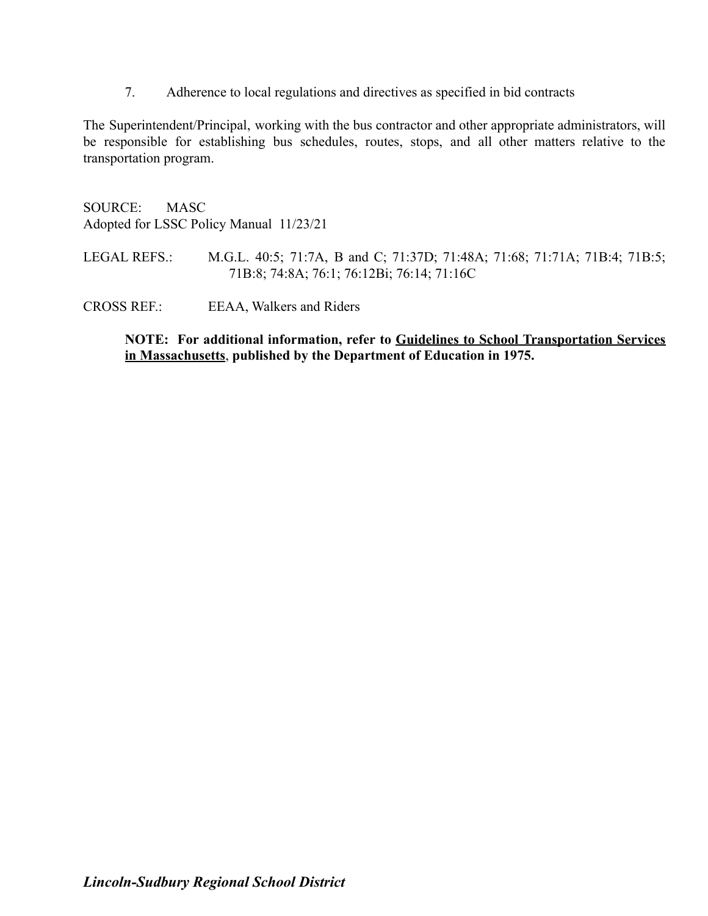7. Adherence to local regulations and directives as specified in bid contracts

The Superintendent/Principal, working with the bus contractor and other appropriate administrators, will be responsible for establishing bus schedules, routes, stops, and all other matters relative to the transportation program.

SOURCE: MASC
Adopted for LSSC Policy Manual 11/23/21

LEGAL REFS.: M.G.L. 40:5; 71:7A, B and C; 71:37D; 71:48A; 71:68; 71:71A; 71B:4; 71B:5; 71B:8; 74:8A; 76:1; 76:12Bi; 76:14; 71:16C

CROSS REF.: EEAA, Walkers and Riders

**NOTE: For additional information, refer to Guidelines to School Transportation Services in Massachusetts, published by the Department of Education in 1975.**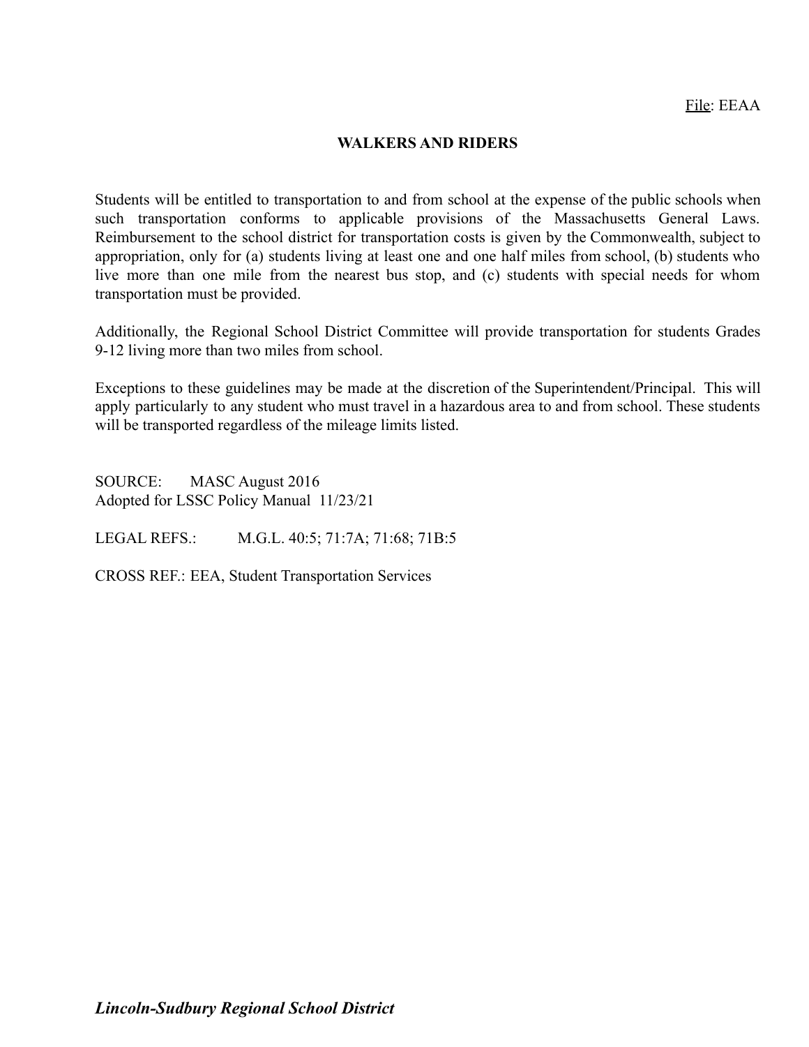File: EEAA

# WALKERS AND RIDERS

Students will be entitled to transportation to and from school at the expense of the public schools when such transportation conforms to applicable provisions of the Massachusetts General Laws. Reimbursement to the school district for transportation costs is given by the Commonwealth, subject to appropriation, only for (a) students living at least one and one half miles from school, (b) students who live more than one mile from the nearest bus stop, and (c) students with special needs for whom transportation must be provided.

Additionally, the Regional School District Committee will provide transportation for students Grades 9-12 living more than two miles from school.

Exceptions to these guidelines may be made at the discretion of the Superintendent/Principal. This will apply particularly to any student who must travel in a hazardous area to and from school. These students will be transported regardless of the mileage limits listed.

SOURCE: MASC August 2016
Adopted for LSSC Policy Manual 11/23/21

LEGAL REFS.: M.G.L. 40:5; 71:7A; 71:68; 71B:5

CROSS REF.: EEA, Student Transportation Services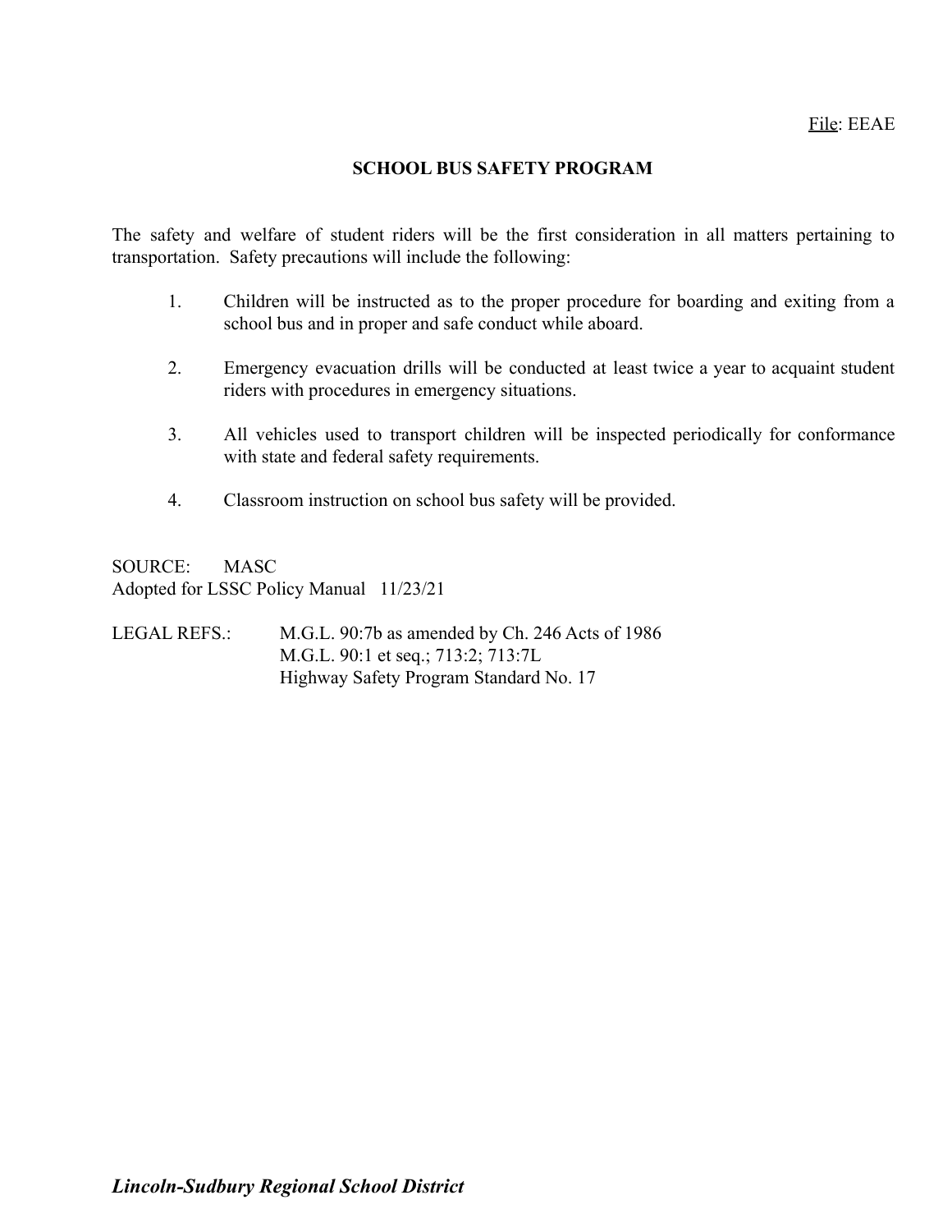File: EEAE

# SCHOOL BUS SAFETY PROGRAM

The safety and welfare of student riders will be the first consideration in all matters pertaining to transportation. Safety precautions will include the following:

1. Children will be instructed as to the proper procedure for boarding and exiting from a school bus and in proper and safe conduct while aboard.

2. Emergency evacuation drills will be conducted at least twice a year to acquaint student riders with procedures in emergency situations.

3. All vehicles used to transport children will be inspected periodically for conformance with state and federal safety requirements.

4. Classroom instruction on school bus safety will be provided.

SOURCE: MASC
Adopted for LSSC Policy Manual 11/23/21

LEGAL REFS.: M.G.L. 90:7b as amended by Ch. 246 Acts of 1986
M.G.L. 90:1 et seq.; 713:2; 713:7L
Highway Safety Program Standard No. 17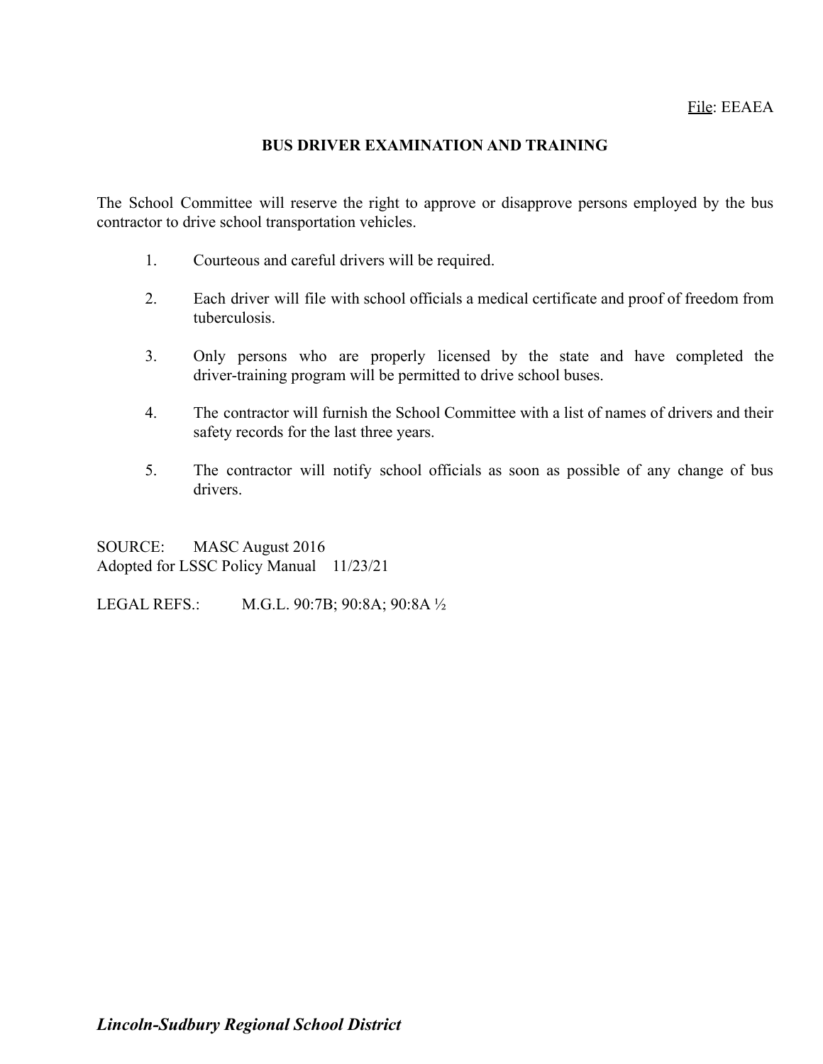File: EEAEA

## BUS DRIVER EXAMINATION AND TRAINING

The School Committee will reserve the right to approve or disapprove persons employed by the bus contractor to drive school transportation vehicles.

1. Courteous and careful drivers will be required.

2. Each driver will file with school officials a medical certificate and proof of freedom from tuberculosis.

3. Only persons who are properly licensed by the state and have completed the driver-training program will be permitted to drive school buses.

4. The contractor will furnish the School Committee with a list of names of drivers and their safety records for the last three years.

5. The contractor will notify school officials as soon as possible of any change of bus drivers.

SOURCE: MASC August 2016
Adopted for LSSC Policy Manual 11/23/21

LEGAL REFS.: M.G.L. 90:7B; 90:8A; 90:8A ½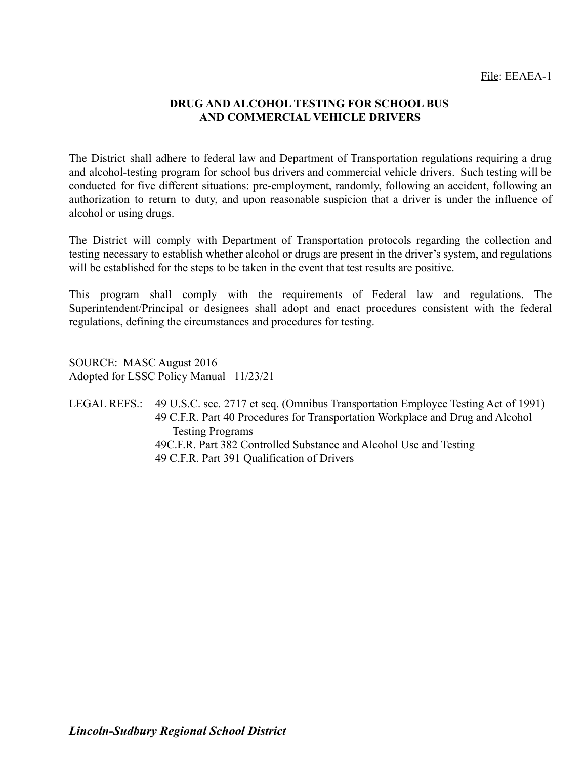File: EEAEA-1

# DRUG AND ALCOHOL TESTING FOR SCHOOL BUS AND COMMERCIAL VEHICLE DRIVERS

The District shall adhere to federal law and Department of Transportation regulations requiring a drug and alcohol-testing program for school bus drivers and commercial vehicle drivers. Such testing will be conducted for five different situations: pre-employment, randomly, following an accident, following an authorization to return to duty, and upon reasonable suspicion that a driver is under the influence of alcohol or using drugs.

The District will comply with Department of Transportation protocols regarding the collection and testing necessary to establish whether alcohol or drugs are present in the driver's system, and regulations will be established for the steps to be taken in the event that test results are positive.

This program shall comply with the requirements of Federal law and regulations. The Superintendent/Principal or designees shall adopt and enact procedures consistent with the federal regulations, defining the circumstances and procedures for testing.

SOURCE: MASC August 2016
Adopted for LSSC Policy Manual 11/23/21

LEGAL REFS.: 49 U.S.C. sec. 2717 et seq. (Omnibus Transportation Employee Testing Act of 1991)
49 C.F.R. Part 40 Procedures for Transportation Workplace and Drug and Alcohol Testing Programs
49C.F.R. Part 382 Controlled Substance and Alcohol Use and Testing
49 C.F.R. Part 391 Qualification of Drivers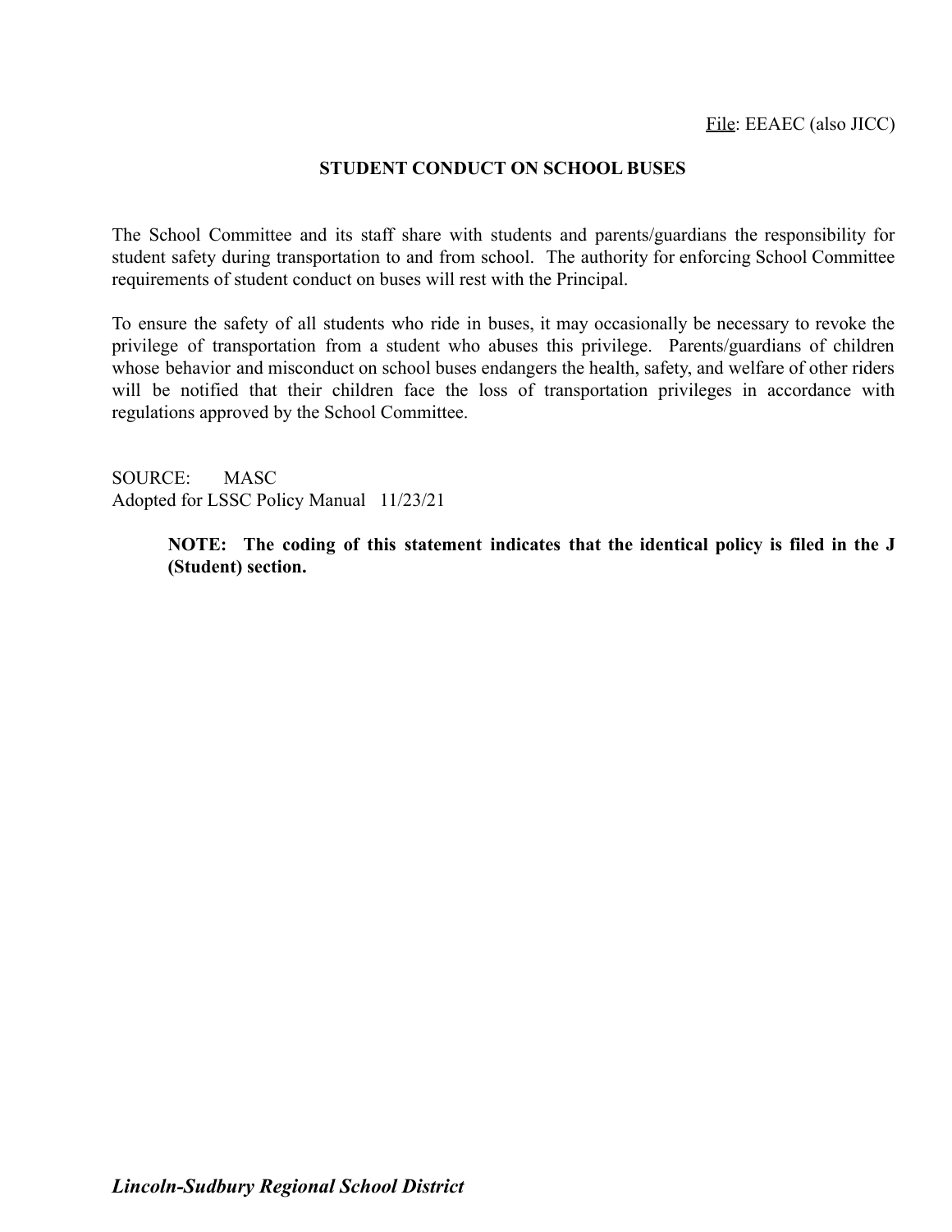File: EEAEC (also JICC)

## STUDENT CONDUCT ON SCHOOL BUSES

The School Committee and its staff share with students and parents/guardians the responsibility for student safety during transportation to and from school. The authority for enforcing School Committee requirements of student conduct on buses will rest with the Principal.

To ensure the safety of all students who ride in buses, it may occasionally be necessary to revoke the privilege of transportation from a student who abuses this privilege. Parents/guardians of children whose behavior and misconduct on school buses endangers the health, safety, and welfare of other riders will be notified that their children face the loss of transportation privileges in accordance with regulations approved by the School Committee.

SOURCE: MASC
Adopted for LSSC Policy Manual 11/23/21

> **NOTE: The coding of this statement indicates that the identical policy is filed in the J (Student) section.**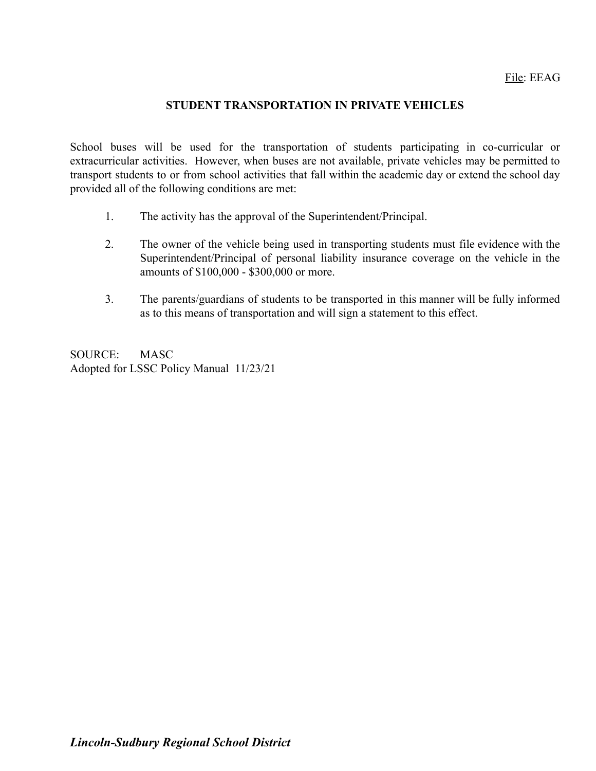File: EEAG

# STUDENT TRANSPORTATION IN PRIVATE VEHICLES

School buses will be used for the transportation of students participating in co-curricular or extracurricular activities. However, when buses are not available, private vehicles may be permitted to transport students to or from school activities that fall within the academic day or extend the school day provided all of the following conditions are met:

1. The activity has the approval of the Superintendent/Principal.

2. The owner of the vehicle being used in transporting students must file evidence with the Superintendent/Principal of personal liability insurance coverage on the vehicle in the amounts of $100,000 - $300,000 or more.

3. The parents/guardians of students to be transported in this manner will be fully informed as to this means of transportation and will sign a statement to this effect.

SOURCE: MASC
Adopted for LSSC Policy Manual 11/23/21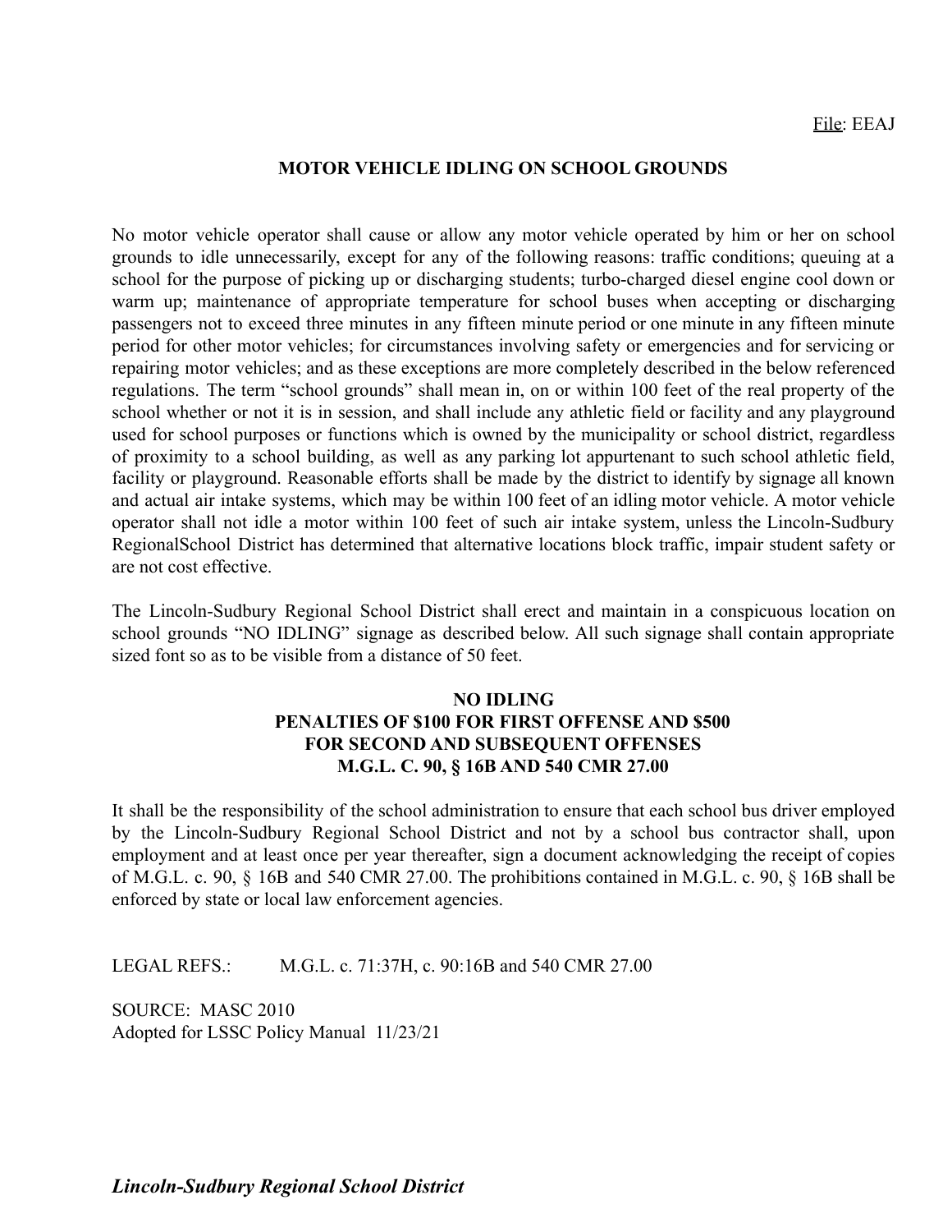File: EEAJ

## MOTOR VEHICLE IDLING ON SCHOOL GROUNDS

No motor vehicle operator shall cause or allow any motor vehicle operated by him or her on school grounds to idle unnecessarily, except for any of the following reasons: traffic conditions; queuing at a school for the purpose of picking up or discharging students; turbo-charged diesel engine cool down or warm up; maintenance of appropriate temperature for school buses when accepting or discharging passengers not to exceed three minutes in any fifteen minute period or one minute in any fifteen minute period for other motor vehicles; for circumstances involving safety or emergencies and for servicing or repairing motor vehicles; and as these exceptions are more completely described in the below referenced regulations. The term "school grounds" shall mean in, on or within 100 feet of the real property of the school whether or not it is in session, and shall include any athletic field or facility and any playground used for school purposes or functions which is owned by the municipality or school district, regardless of proximity to a school building, as well as any parking lot appurtenant to such school athletic field, facility or playground. Reasonable efforts shall be made by the district to identify by signage all known and actual air intake systems, which may be within 100 feet of an idling motor vehicle. A motor vehicle operator shall not idle a motor within 100 feet of such air intake system, unless the Lincoln-Sudbury RegionalSchool District has determined that alternative locations block traffic, impair student safety or are not cost effective.

The Lincoln-Sudbury Regional School District shall erect and maintain in a conspicuous location on school grounds "NO IDLING" signage as described below. All such signage shall contain appropriate sized font so as to be visible from a distance of 50 feet.

**NO IDLING**
**PENALTIES OF $100 FOR FIRST OFFENSE AND $500**
**FOR SECOND AND SUBSEQUENT OFFENSES**
**M.G.L. C. 90, § 16B AND 540 CMR 27.00**

It shall be the responsibility of the school administration to ensure that each school bus driver employed by the Lincoln-Sudbury Regional School District and not by a school bus contractor shall, upon employment and at least once per year thereafter, sign a document acknowledging the receipt of copies of M.G.L. c. 90, § 16B and 540 CMR 27.00. The prohibitions contained in M.G.L. c. 90, § 16B shall be enforced by state or local law enforcement agencies.

LEGAL REFS.: M.G.L. c. 71:37H, c. 90:16B and 540 CMR 27.00

SOURCE: MASC 2010
Adopted for LSSC Policy Manual 11/23/21

***Lincoln-Sudbury Regional School District***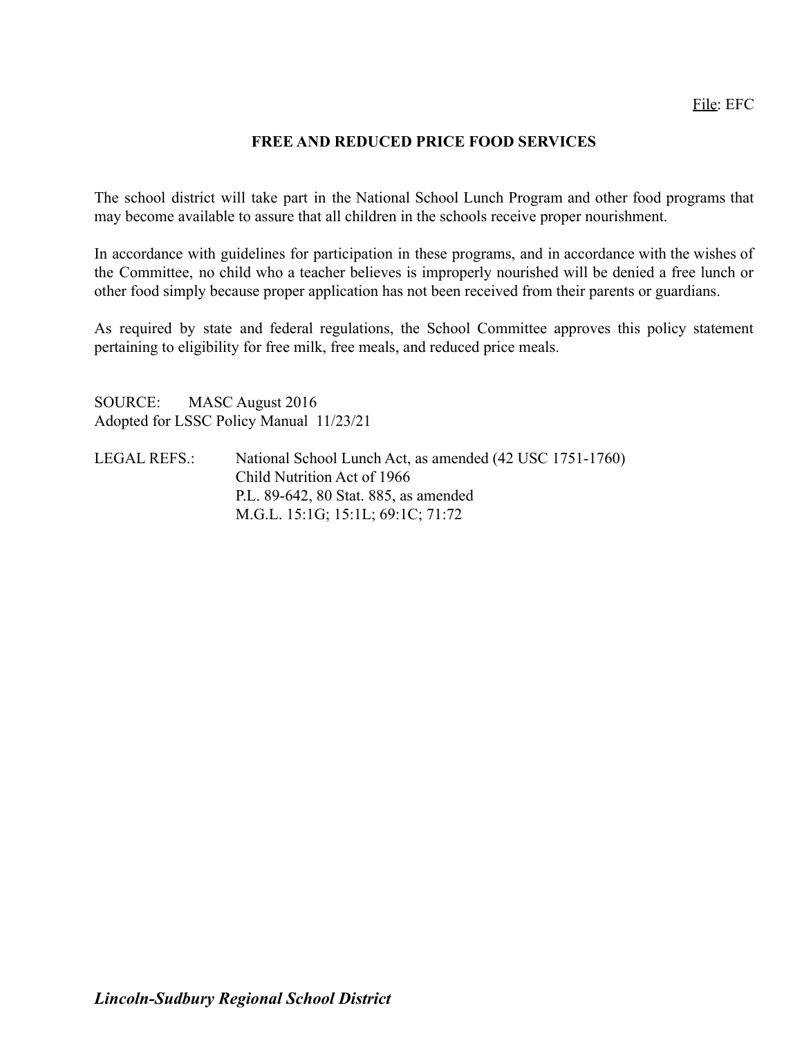File: EFC

## FREE AND REDUCED PRICE FOOD SERVICES

The school district will take part in the National School Lunch Program and other food programs that may become available to assure that all children in the schools receive proper nourishment.

In accordance with guidelines for participation in these programs, and in accordance with the wishes of the Committee, no child who a teacher believes is improperly nourished will be denied a free lunch or other food simply because proper application has not been received from their parents or guardians.

As required by state and federal regulations, the School Committee approves this policy statement pertaining to eligibility for free milk, free meals, and reduced price meals.

SOURCE: MASC August 2016
Adopted for LSSC Policy Manual 11/23/21

LEGAL REFS.: National School Lunch Act, as amended (42 USC 1751-1760)
Child Nutrition Act of 1966
P.L. 89-642, 80 Stat. 885, as amended
M.G.L. 15:1G; 15:1L; 69:1C; 71:72

*Lincoln-Sudbury Regional School District*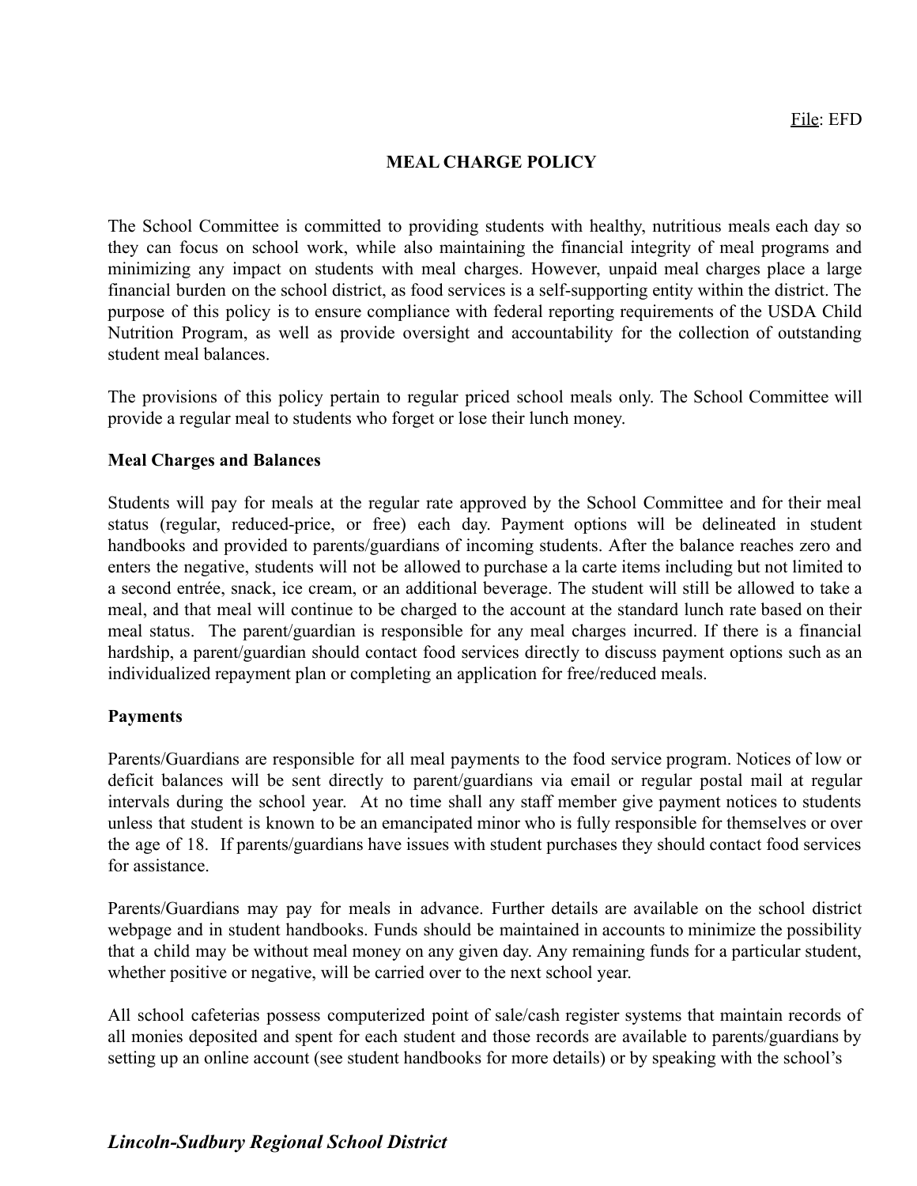File: EFD

**MEAL CHARGE POLICY**

The School Committee is committed to providing students with healthy, nutritious meals each day so they can focus on school work, while also maintaining the financial integrity of meal programs and minimizing any impact on students with meal charges. However, unpaid meal charges place a large financial burden on the school district, as food services is a self-supporting entity within the district. The purpose of this policy is to ensure compliance with federal reporting requirements of the USDA Child Nutrition Program, as well as provide oversight and accountability for the collection of outstanding student meal balances.

The provisions of this policy pertain to regular priced school meals only. The School Committee will provide a regular meal to students who forget or lose their lunch money.

**Meal Charges and Balances**

Students will pay for meals at the regular rate approved by the School Committee and for their meal status (regular, reduced-price, or free) each day. Payment options will be delineated in student handbooks and provided to parents/guardians of incoming students. After the balance reaches zero and enters the negative, students will not be allowed to purchase a la carte items including but not limited to a second entrée, snack, ice cream, or an additional beverage. The student will still be allowed to take a meal, and that meal will continue to be charged to the account at the standard lunch rate based on their meal status. The parent/guardian is responsible for any meal charges incurred. If there is a financial hardship, a parent/guardian should contact food services directly to discuss payment options such as an individualized repayment plan or completing an application for free/reduced meals.

**Payments**

Parents/Guardians are responsible for all meal payments to the food service program. Notices of low or deficit balances will be sent directly to parent/guardians via email or regular postal mail at regular intervals during the school year. At no time shall any staff member give payment notices to students unless that student is known to be an emancipated minor who is fully responsible for themselves or over the age of 18. If parents/guardians have issues with student purchases they should contact food services for assistance.

Parents/Guardians may pay for meals in advance. Further details are available on the school district webpage and in student handbooks. Funds should be maintained in accounts to minimize the possibility that a child may be without meal money on any given day. Any remaining funds for a particular student, whether positive or negative, will be carried over to the next school year.

All school cafeterias possess computerized point of sale/cash register systems that maintain records of all monies deposited and spent for each student and those records are available to parents/guardians by setting up an online account (see student handbooks for more details) or by speaking with the school's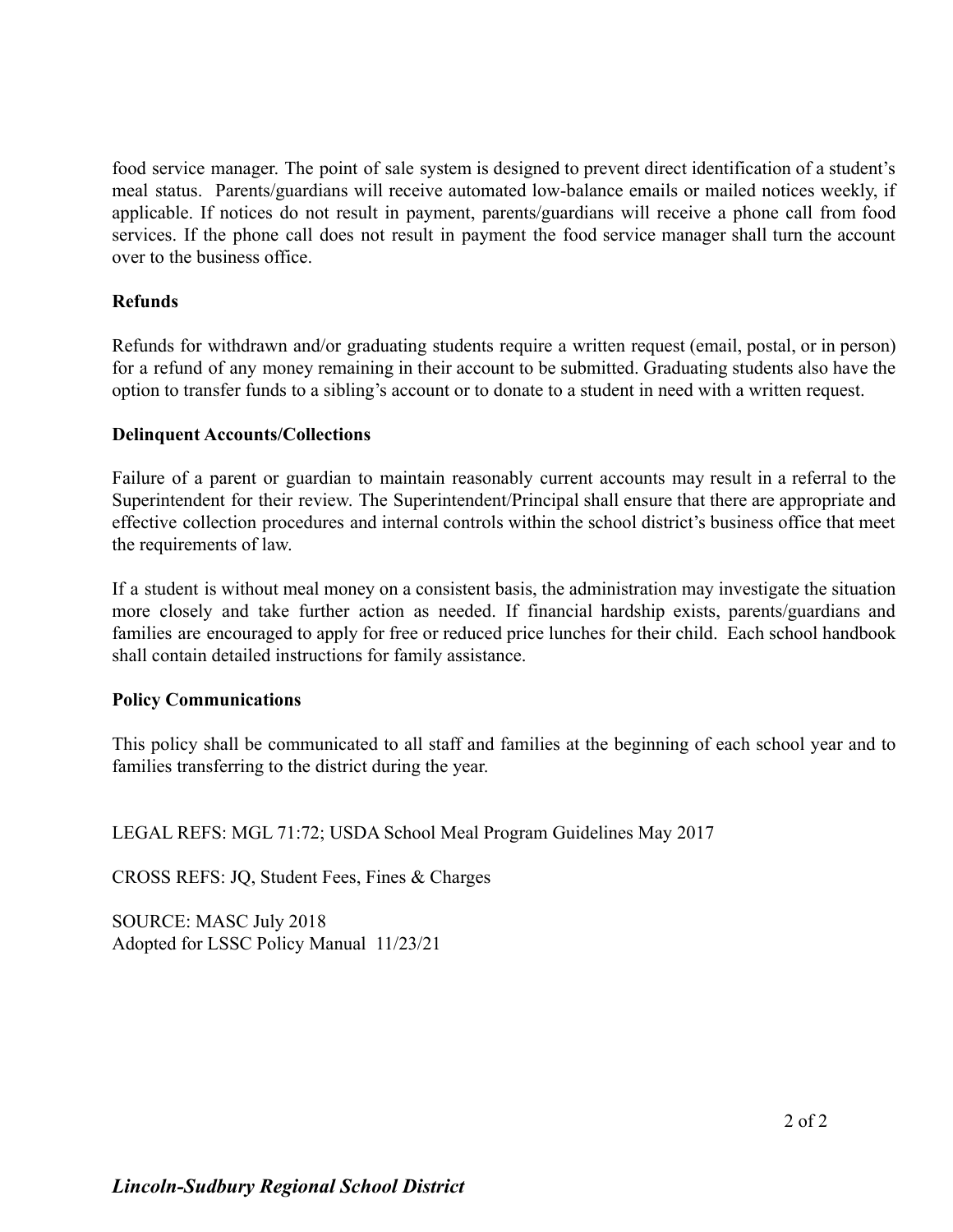food service manager. The point of sale system is designed to prevent direct identification of a student's meal status. Parents/guardians will receive automated low-balance emails or mailed notices weekly, if applicable. If notices do not result in payment, parents/guardians will receive a phone call from food services. If the phone call does not result in payment the food service manager shall turn the account over to the business office.

**Refunds**

Refunds for withdrawn and/or graduating students require a written request (email, postal, or in person) for a refund of any money remaining in their account to be submitted. Graduating students also have the option to transfer funds to a sibling's account or to donate to a student in need with a written request.

**Delinquent Accounts/Collections**

Failure of a parent or guardian to maintain reasonably current accounts may result in a referral to the Superintendent for their review. The Superintendent/Principal shall ensure that there are appropriate and effective collection procedures and internal controls within the school district's business office that meet the requirements of law.

If a student is without meal money on a consistent basis, the administration may investigate the situation more closely and take further action as needed. If financial hardship exists, parents/guardians and families are encouraged to apply for free or reduced price lunches for their child. Each school handbook shall contain detailed instructions for family assistance.

**Policy Communications**

This policy shall be communicated to all staff and families at the beginning of each school year and to families transferring to the district during the year.

LEGAL REFS: MGL 71:72; USDA School Meal Program Guidelines May 2017

CROSS REFS: JQ, Student Fees, Fines & Charges

SOURCE: MASC July 2018
Adopted for LSSC Policy Manual 11/23/21